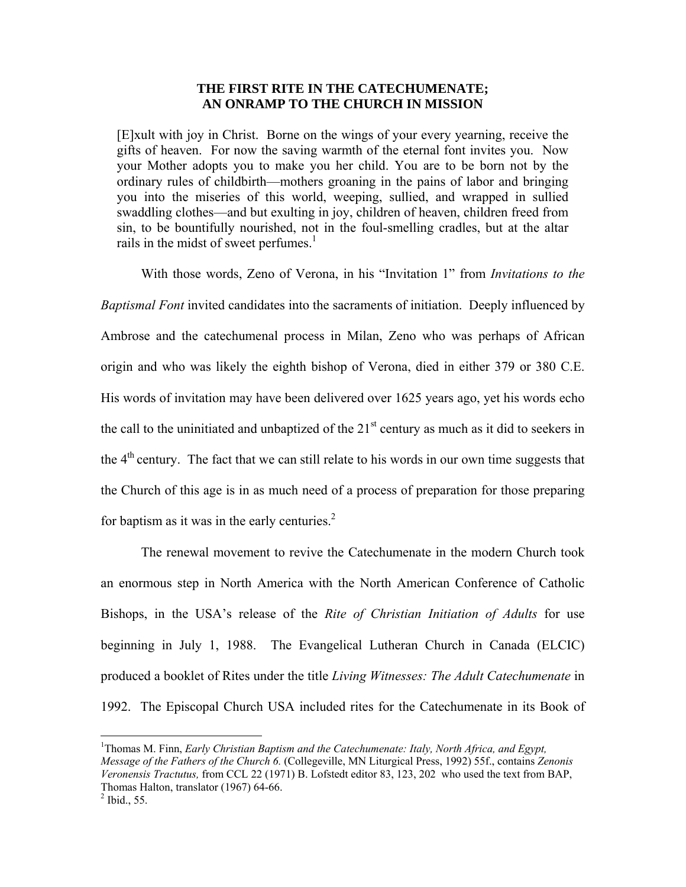# THE FIRST RITE IN THE CATECHUMENATE; AN ONRAMP TO THE CHURCH IN MISSION

> [E]xult with joy in Christ. Borne on the wings of your every yearning, receive the gifts of heaven. For now the saving warmth of the eternal font invites you. Now your Mother adopts you to make you her child. You are to be born not by the ordinary rules of childbirth—mothers groaning in the pains of labor and bringing you into the miseries of this world, weeping, sullied, and wrapped in sullied swaddling clothes—and but exulting in joy, children of heaven, children freed from sin, to be bountifully nourished, not in the foul-smelling cradles, but at the altar rails in the midst of sweet perfumes.[1]

With those words, Zeno of Verona, in his "Invitation 1" from *Invitations to the Baptismal Font* invited candidates into the sacraments of initiation. Deeply influenced by Ambrose and the catechumenal process in Milan, Zeno who was perhaps of African origin and who was likely the eighth bishop of Verona, died in either 379 or 380 C.E. His words of invitation may have been delivered over 1625 years ago, yet his words echo the call to the uninitiated and unbaptized of the 21st century as much as it did to seekers in the 4th century. The fact that we can still relate to his words in our own time suggests that the Church of this age is in as much need of a process of preparation for those preparing for baptism as it was in the early centuries.[2]

The renewal movement to revive the Catechumenate in the modern Church took an enormous step in North America with the North American Conference of Catholic Bishops, in the USA's release of the *Rite of Christian Initiation of Adults* for use beginning in July 1, 1988. The Evangelical Lutheran Church in Canada (ELCIC) produced a booklet of Rites under the title *Living Witnesses: The Adult Catechumenate* in 1992. The Episcopal Church USA included rites for the Catechumenate in its Book of

---

[1] Thomas M. Finn, *Early Christian Baptism and the Catechumenate: Italy, North Africa, and Egypt, Message of the Fathers of the Church 6.* (Collegeville, MN Liturgical Press, 1992) 55f., contains *Zenonis Veronensis Tractutus,* from CCL 22 (1971) B. Lofstedt editor 83, 123, 202 who used the text from BAP, Thomas Halton, translator (1967) 64-66.

[2] Ibid., 55.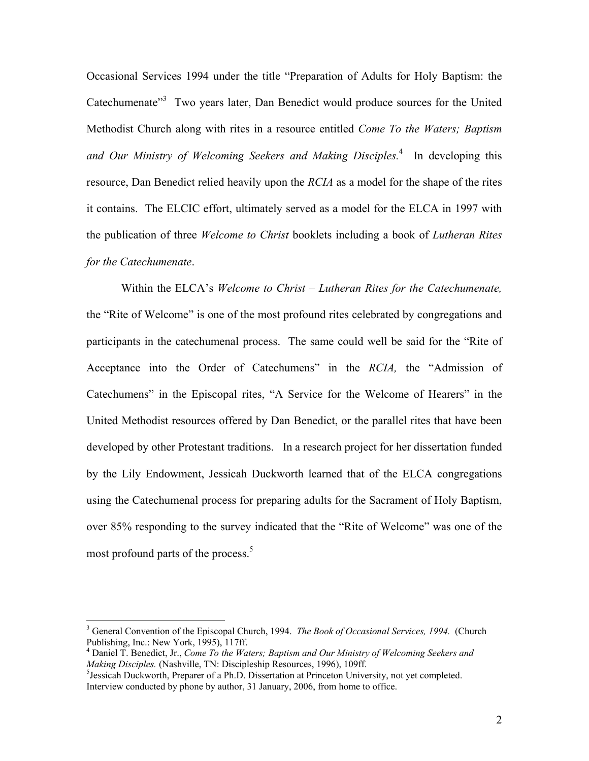Occasional Services 1994 under the title "Preparation of Adults for Holy Baptism: the Catechumenate"[3] Two years later, Dan Benedict would produce sources for the United Methodist Church along with rites in a resource entitled *Come To the Waters; Baptism and Our Ministry of Welcoming Seekers and Making Disciples.*[4] In developing this resource, Dan Benedict relied heavily upon the *RCIA* as a model for the shape of the rites it contains. The ELCIC effort, ultimately served as a model for the ELCA in 1997 with the publication of three *Welcome to Christ* booklets including a book of *Lutheran Rites for the Catechumenate*.

Within the ELCA's *Welcome to Christ – Lutheran Rites for the Catechumenate,* the "Rite of Welcome" is one of the most profound rites celebrated by congregations and participants in the catechumenal process. The same could well be said for the "Rite of Acceptance into the Order of Catechumens" in the *RCIA,* the "Admission of Catechumens" in the Episcopal rites, "A Service for the Welcome of Hearers" in the United Methodist resources offered by Dan Benedict, or the parallel rites that have been developed by other Protestant traditions. In a research project for her dissertation funded by the Lily Endowment, Jessicah Duckworth learned that of the ELCA congregations using the Catechumenal process for preparing adults for the Sacrament of Holy Baptism, over 85% responding to the survey indicated that the "Rite of Welcome" was one of the most profound parts of the process.[5]

---

[3] General Convention of the Episcopal Church, 1994. *The Book of Occasional Services, 1994.* (Church Publishing, Inc.: New York, 1995), 117ff.

[4] Daniel T. Benedict, Jr., *Come To the Waters; Baptism and Our Ministry of Welcoming Seekers and Making Disciples.* (Nashville, TN: Discipleship Resources, 1996), 109ff.

[5] Jessicah Duckworth, Preparer of a Ph.D. Dissertation at Princeton University, not yet completed. Interview conducted by phone by author, 31 January, 2006, from home to office.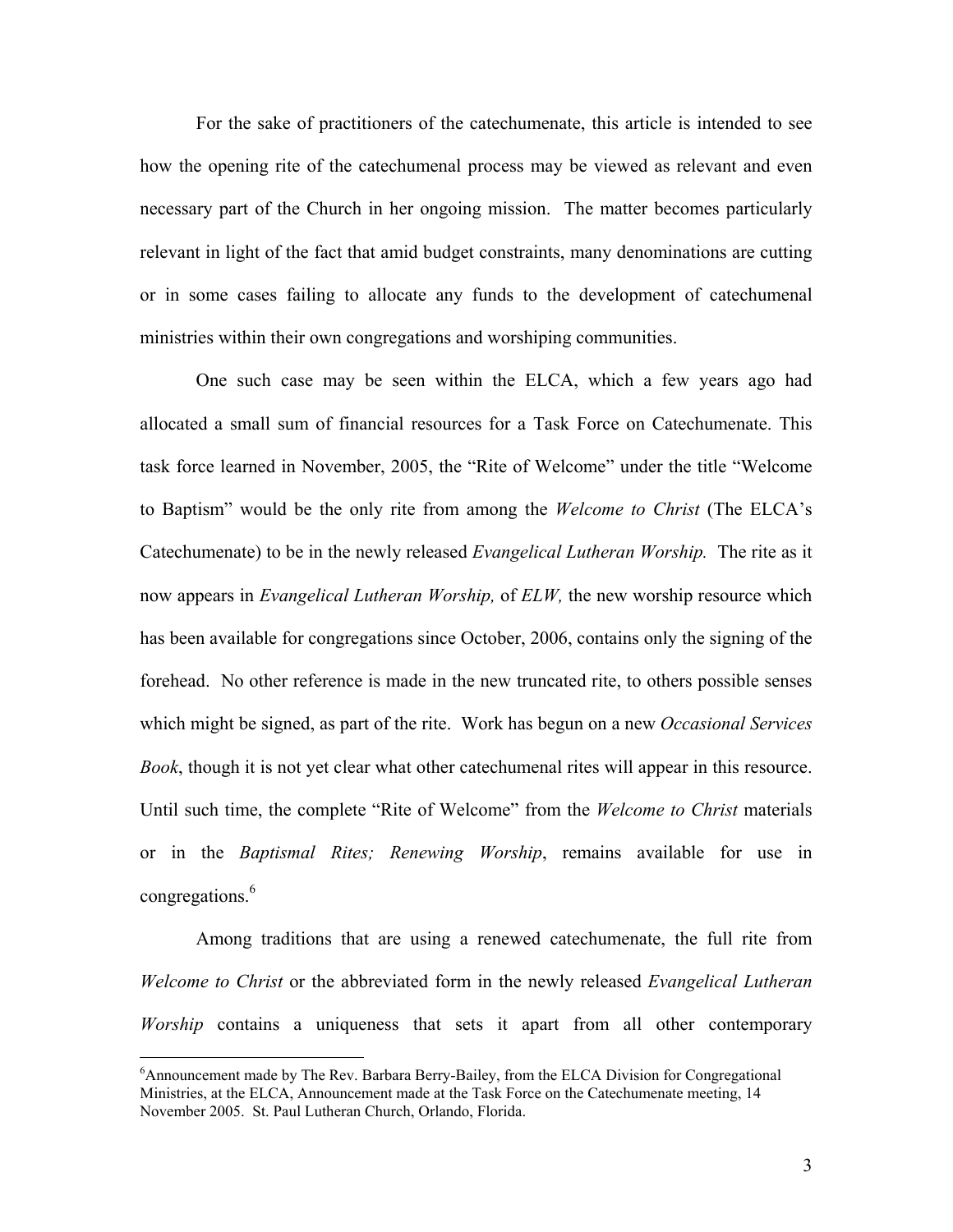For the sake of practitioners of the catechumenate, this article is intended to see how the opening rite of the catechumenal process may be viewed as relevant and even necessary part of the Church in her ongoing mission. The matter becomes particularly relevant in light of the fact that amid budget constraints, many denominations are cutting or in some cases failing to allocate any funds to the development of catechumenal ministries within their own congregations and worshiping communities.

One such case may be seen within the ELCA, which a few years ago had allocated a small sum of financial resources for a Task Force on Catechumenate. This task force learned in November, 2005, the "Rite of Welcome" under the title "Welcome to Baptism" would be the only rite from among the *Welcome to Christ* (The ELCA's Catechumenate) to be in the newly released *Evangelical Lutheran Worship.* The rite as it now appears in *Evangelical Lutheran Worship,* of *ELW,* the new worship resource which has been available for congregations since October, 2006, contains only the signing of the forehead. No other reference is made in the new truncated rite, to others possible senses which might be signed, as part of the rite. Work has begun on a new *Occasional Services Book*, though it is not yet clear what other catechumenal rites will appear in this resource. Until such time, the complete "Rite of Welcome" from the *Welcome to Christ* materials or in the *Baptismal Rites; Renewing Worship*, remains available for use in congregations.[6]

Among traditions that are using a renewed catechumenate, the full rite from *Welcome to Christ* or the abbreviated form in the newly released *Evangelical Lutheran Worship* contains a uniqueness that sets it apart from all other contemporary

[6]Announcement made by The Rev. Barbara Berry-Bailey, from the ELCA Division for Congregational Ministries, at the ELCA, Announcement made at the Task Force on the Catechumenate meeting, 14 November 2005. St. Paul Lutheran Church, Orlando, Florida.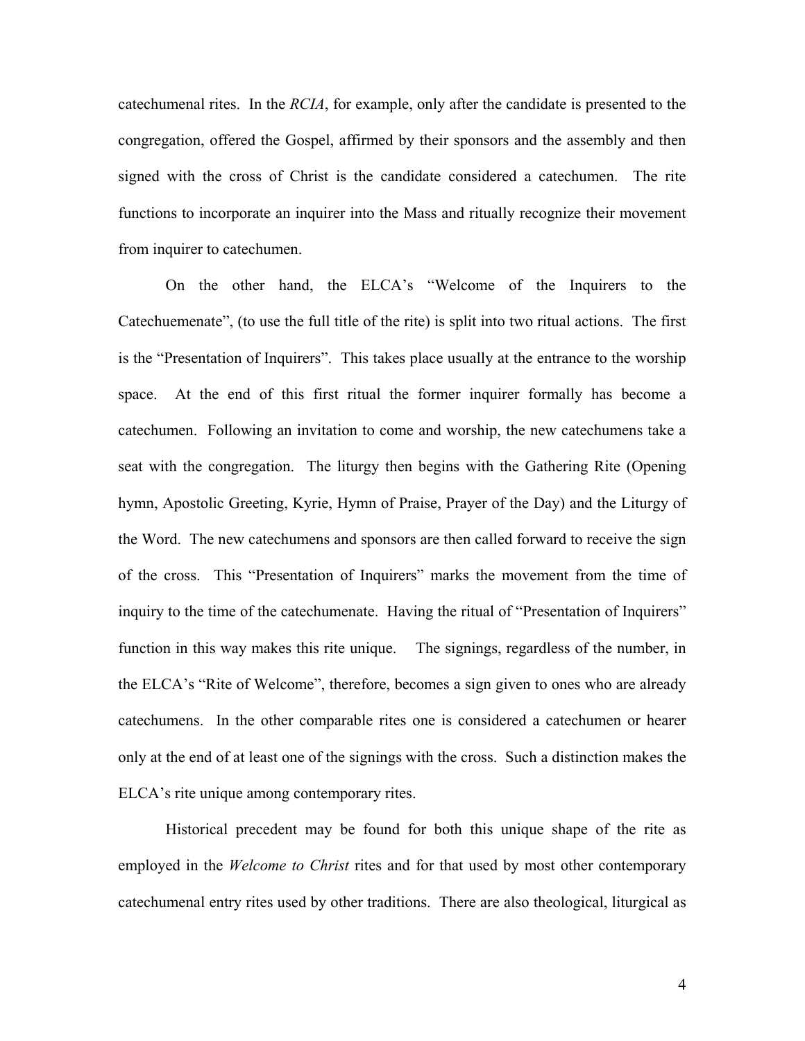catechumenal rites. In the *RCIA*, for example, only after the candidate is presented to the congregation, offered the Gospel, affirmed by their sponsors and the assembly and then signed with the cross of Christ is the candidate considered a catechumen. The rite functions to incorporate an inquirer into the Mass and ritually recognize their movement from inquirer to catechumen.

On the other hand, the ELCA's "Welcome of the Inquirers to the Catechuemenate", (to use the full title of the rite) is split into two ritual actions. The first is the "Presentation of Inquirers". This takes place usually at the entrance to the worship space. At the end of this first ritual the former inquirer formally has become a catechumen. Following an invitation to come and worship, the new catechumens take a seat with the congregation. The liturgy then begins with the Gathering Rite (Opening hymn, Apostolic Greeting, Kyrie, Hymn of Praise, Prayer of the Day) and the Liturgy of the Word. The new catechumens and sponsors are then called forward to receive the sign of the cross. This "Presentation of Inquirers" marks the movement from the time of inquiry to the time of the catechumenate. Having the ritual of "Presentation of Inquirers" function in this way makes this rite unique. The signings, regardless of the number, in the ELCA's "Rite of Welcome", therefore, becomes a sign given to ones who are already catechumens. In the other comparable rites one is considered a catechumen or hearer only at the end of at least one of the signings with the cross. Such a distinction makes the ELCA's rite unique among contemporary rites.

Historical precedent may be found for both this unique shape of the rite as employed in the *Welcome to Christ* rites and for that used by most other contemporary catechumenal entry rites used by other traditions. There are also theological, liturgical as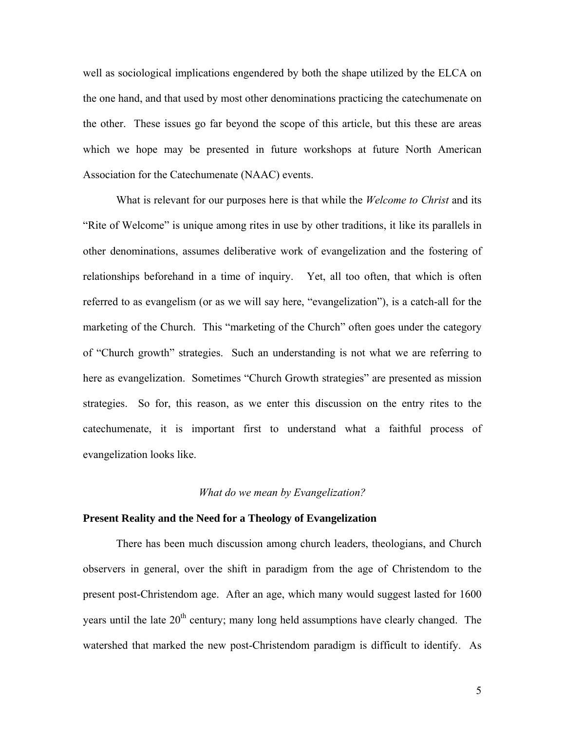well as sociological implications engendered by both the shape utilized by the ELCA on the one hand, and that used by most other denominations practicing the catechumenate on the other. These issues go far beyond the scope of this article, but this these are areas which we hope may be presented in future workshops at future North American Association for the Catechumenate (NAAC) events.

What is relevant for our purposes here is that while the *Welcome to Christ* and its "Rite of Welcome" is unique among rites in use by other traditions, it like its parallels in other denominations, assumes deliberative work of evangelization and the fostering of relationships beforehand in a time of inquiry. Yet, all too often, that which is often referred to as evangelism (or as we will say here, "evangelization"), is a catch-all for the marketing of the Church. This "marketing of the Church" often goes under the category of "Church growth" strategies. Such an understanding is not what we are referring to here as evangelization. Sometimes "Church Growth strategies" are presented as mission strategies. So for, this reason, as we enter this discussion on the entry rites to the catechumenate, it is important first to understand what a faithful process of evangelization looks like.

*What do we mean by Evangelization?*

**Present Reality and the Need for a Theology of Evangelization**

There has been much discussion among church leaders, theologians, and Church observers in general, over the shift in paradigm from the age of Christendom to the present post-Christendom age. After an age, which many would suggest lasted for 1600 years until the late 20th century; many long held assumptions have clearly changed. The watershed that marked the new post-Christendom paradigm is difficult to identify. As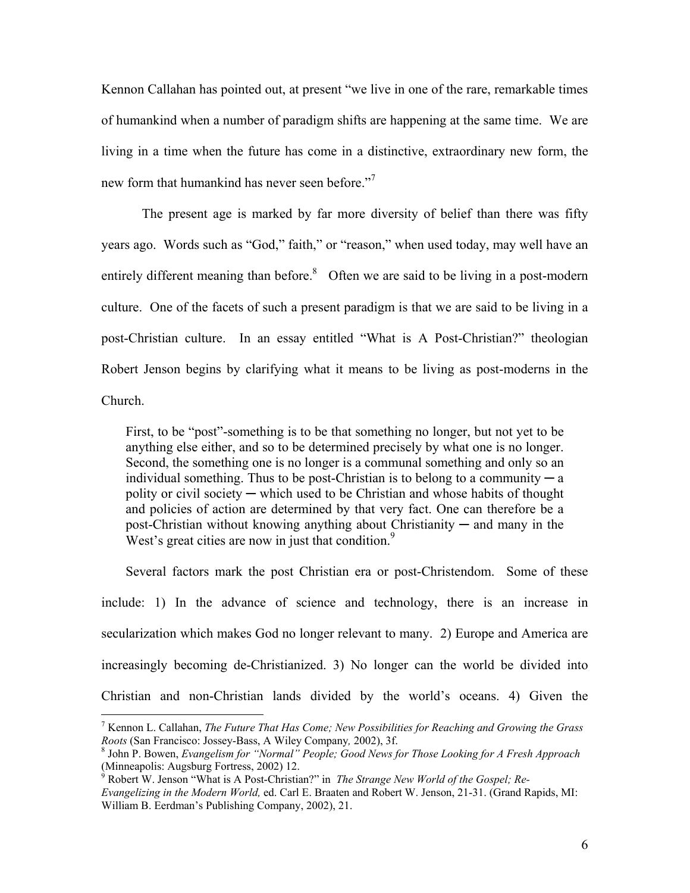Kennon Callahan has pointed out, at present "we live in one of the rare, remarkable times of humankind when a number of paradigm shifts are happening at the same time. We are living in a time when the future has come in a distinctive, extraordinary new form, the new form that humankind has never seen before."[7]

The present age is marked by far more diversity of belief than there was fifty years ago. Words such as "God," faith," or "reason," when used today, may well have an entirely different meaning than before.[8] Often we are said to be living in a post-modern culture. One of the facets of such a present paradigm is that we are said to be living in a post-Christian culture. In an essay entitled "What is A Post-Christian?" theologian Robert Jenson begins by clarifying what it means to be living as post-moderns in the Church.

> First, to be "post"-something is to be that something no longer, but not yet to be anything else either, and so to be determined precisely by what one is no longer. Second, the something one is no longer is a communal something and only so an individual something. Thus to be post-Christian is to belong to a community ─ a polity or civil society ─ which used to be Christian and whose habits of thought and policies of action are determined by that very fact. One can therefore be a post-Christian without knowing anything about Christianity ─ and many in the West's great cities are now in just that condition.[9]

Several factors mark the post Christian era or post-Christendom. Some of these include: 1) In the advance of science and technology, there is an increase in secularization which makes God no longer relevant to many. 2) Europe and America are increasingly becoming de-Christianized. 3) No longer can the world be divided into Christian and non-Christian lands divided by the world's oceans. 4) Given the

---

[7] Kennon L. Callahan, *The Future That Has Come; New Possibilities for Reaching and Growing the Grass Roots* (San Francisco: Jossey-Bass, A Wiley Company*,* 2002), 3f.

[8] John P. Bowen, *Evangelism for "Normal" People; Good News for Those Looking for A Fresh Approach* (Minneapolis: Augsburg Fortress, 2002) 12.

[9] Robert W. Jenson "What is A Post-Christian?" in *The Strange New World of the Gospel; Re-Evangelizing in the Modern World,* ed. Carl E. Braaten and Robert W. Jenson, 21-31. (Grand Rapids, MI: William B. Eerdman's Publishing Company, 2002), 21.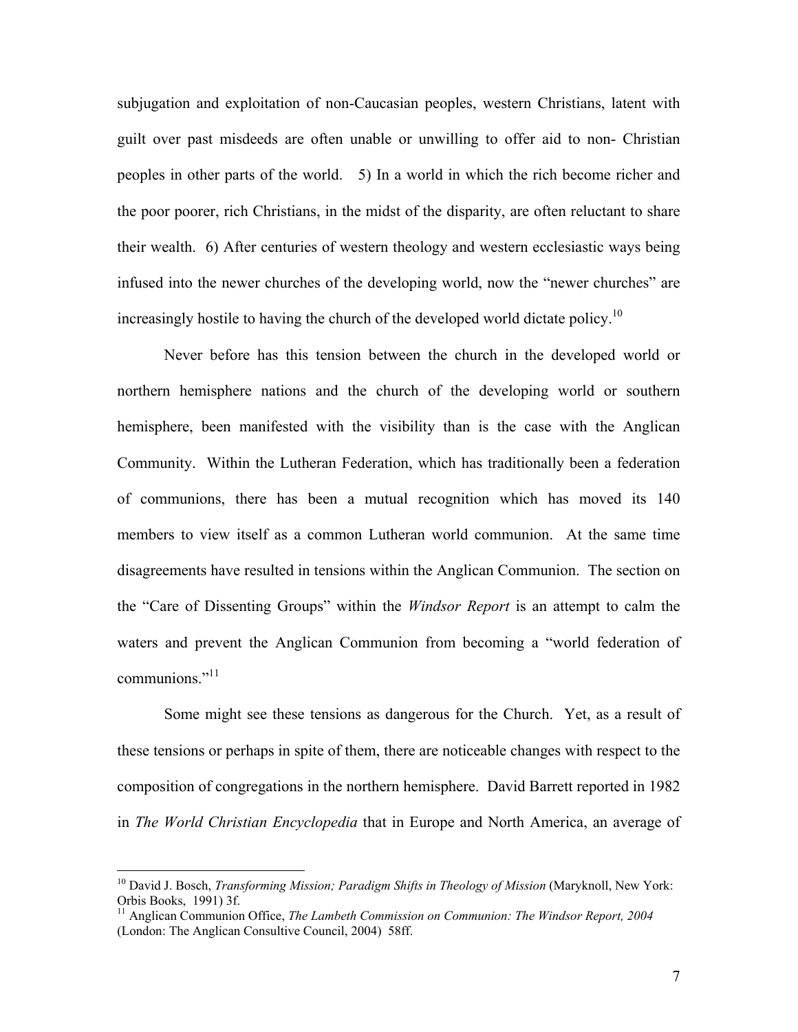subjugation and exploitation of non-Caucasian peoples, western Christians, latent with guilt over past misdeeds are often unable or unwilling to offer aid to non- Christian peoples in other parts of the world. 5) In a world in which the rich become richer and the poor poorer, rich Christians, in the midst of the disparity, are often reluctant to share their wealth. 6) After centuries of western theology and western ecclesiastic ways being infused into the newer churches of the developing world, now the "newer churches" are increasingly hostile to having the church of the developed world dictate policy.[10]

Never before has this tension between the church in the developed world or northern hemisphere nations and the church of the developing world or southern hemisphere, been manifested with the visibility than is the case with the Anglican Community. Within the Lutheran Federation, which has traditionally been a federation of communions, there has been a mutual recognition which has moved its 140 members to view itself as a common Lutheran world communion. At the same time disagreements have resulted in tensions within the Anglican Communion. The section on the "Care of Dissenting Groups" within the *Windsor Report* is an attempt to calm the waters and prevent the Anglican Communion from becoming a "world federation of communions."[11]

Some might see these tensions as dangerous for the Church. Yet, as a result of these tensions or perhaps in spite of them, there are noticeable changes with respect to the composition of congregations in the northern hemisphere. David Barrett reported in 1982 in *The World Christian Encyclopedia* that in Europe and North America, an average of

---

[10] David J. Bosch, *Transforming Mission; Paradigm Shifts in Theology of Mission* (Maryknoll, New York: Orbis Books, 1991) 3f.

[11] Anglican Communion Office, *The Lambeth Commission on Communion: The Windsor Report, 2004* (London: The Anglican Consultive Council, 2004) 58ff.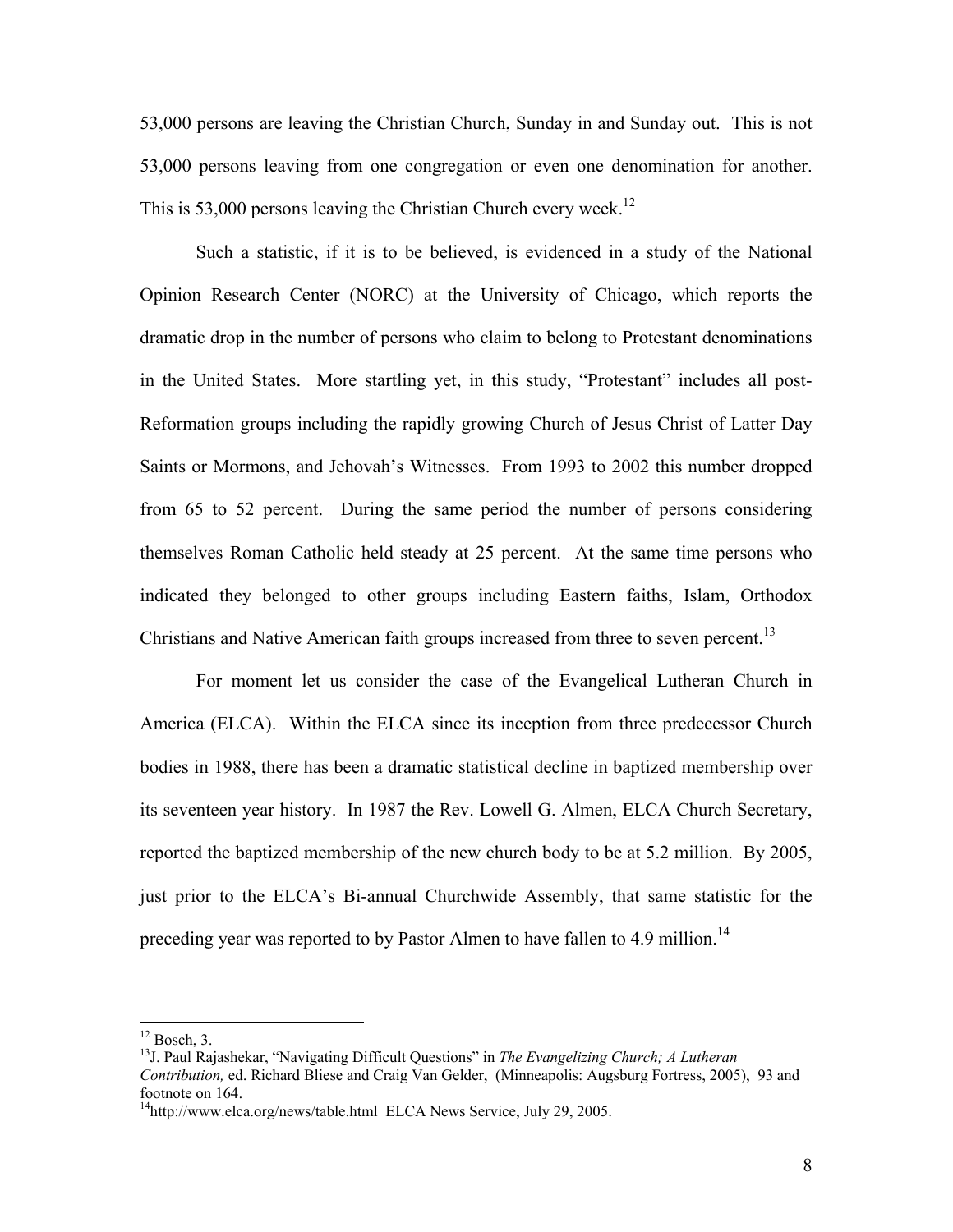53,000 persons are leaving the Christian Church, Sunday in and Sunday out. This is not 53,000 persons leaving from one congregation or even one denomination for another. This is 53,000 persons leaving the Christian Church every week.[12]

Such a statistic, if it is to be believed, is evidenced in a study of the National Opinion Research Center (NORC) at the University of Chicago, which reports the dramatic drop in the number of persons who claim to belong to Protestant denominations in the United States. More startling yet, in this study, "Protestant" includes all post-Reformation groups including the rapidly growing Church of Jesus Christ of Latter Day Saints or Mormons, and Jehovah's Witnesses. From 1993 to 2002 this number dropped from 65 to 52 percent. During the same period the number of persons considering themselves Roman Catholic held steady at 25 percent. At the same time persons who indicated they belonged to other groups including Eastern faiths, Islam, Orthodox Christians and Native American faith groups increased from three to seven percent.[13]

For moment let us consider the case of the Evangelical Lutheran Church in America (ELCA). Within the ELCA since its inception from three predecessor Church bodies in 1988, there has been a dramatic statistical decline in baptized membership over its seventeen year history. In 1987 the Rev. Lowell G. Almen, ELCA Church Secretary, reported the baptized membership of the new church body to be at 5.2 million. By 2005, just prior to the ELCA's Bi-annual Churchwide Assembly, that same statistic for the preceding year was reported to by Pastor Almen to have fallen to 4.9 million.[14]

---

[12] Bosch, 3.

[13] J. Paul Rajashekar, "Navigating Difficult Questions" in *The Evangelizing Church; A Lutheran Contribution,* ed. Richard Bliese and Craig Van Gelder, (Minneapolis: Augsburg Fortress, 2005), 93 and footnote on 164.

[14] http://www.elca.org/news/table.html ELCA News Service, July 29, 2005.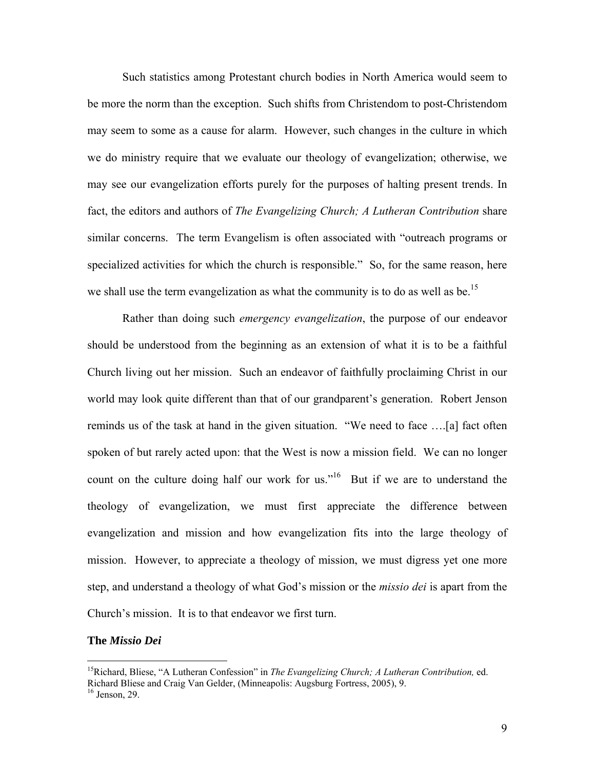Such statistics among Protestant church bodies in North America would seem to be more the norm than the exception. Such shifts from Christendom to post-Christendom may seem to some as a cause for alarm. However, such changes in the culture in which we do ministry require that we evaluate our theology of evangelization; otherwise, we may see our evangelization efforts purely for the purposes of halting present trends. In fact, the editors and authors of *The Evangelizing Church; A Lutheran Contribution* share similar concerns. The term Evangelism is often associated with "outreach programs or specialized activities for which the church is responsible." So, for the same reason, here we shall use the term evangelization as what the community is to do as well as be.[15]

Rather than doing such *emergency evangelization*, the purpose of our endeavor should be understood from the beginning as an extension of what it is to be a faithful Church living out her mission. Such an endeavor of faithfully proclaiming Christ in our world may look quite different than that of our grandparent's generation. Robert Jenson reminds us of the task at hand in the given situation. "We need to face ….[a] fact often spoken of but rarely acted upon: that the West is now a mission field. We can no longer count on the culture doing half our work for us."[16] But if we are to understand the theology of evangelization, we must first appreciate the difference between evangelization and mission and how evangelization fits into the large theology of mission. However, to appreciate a theology of mission, we must digress yet one more step, and understand a theology of what God's mission or the *missio dei* is apart from the Church's mission. It is to that endeavor we first turn.

**The *Missio Dei***

---

[15]Richard, Bliese, "A Lutheran Confession" in *The Evangelizing Church; A Lutheran Contribution,* ed. Richard Bliese and Craig Van Gelder, (Minneapolis: Augsburg Fortress, 2005), 9.

[16] Jenson, 29.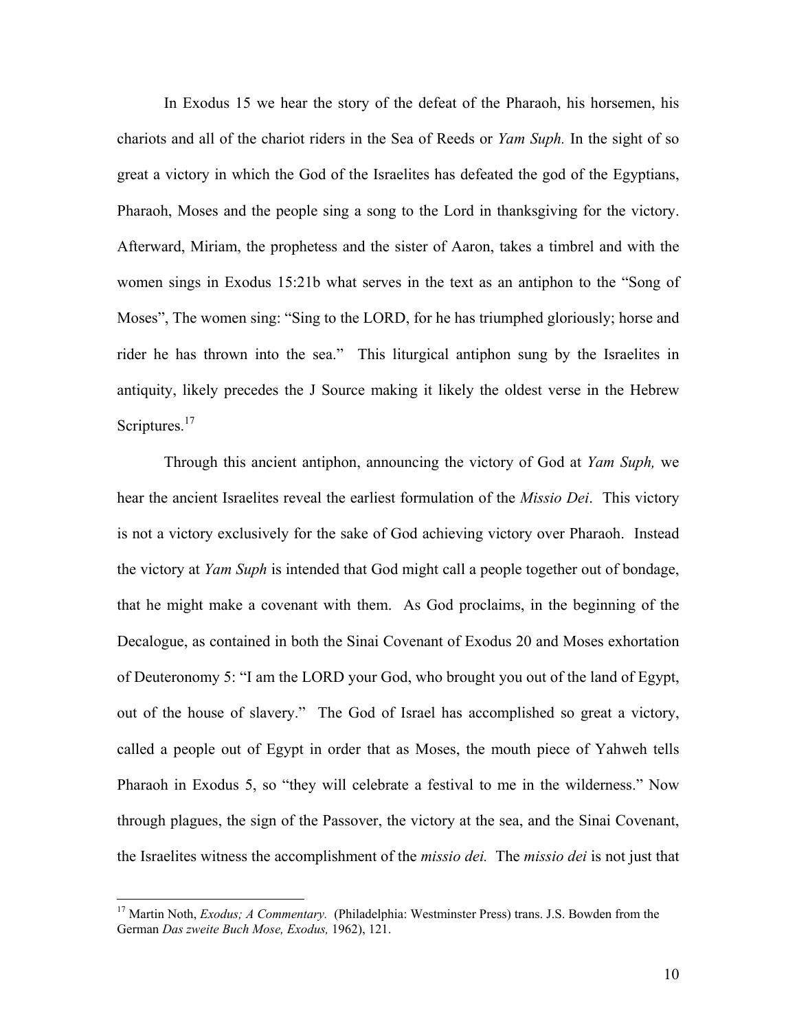In Exodus 15 we hear the story of the defeat of the Pharaoh, his horsemen, his chariots and all of the chariot riders in the Sea of Reeds or *Yam Suph.* In the sight of so great a victory in which the God of the Israelites has defeated the god of the Egyptians, Pharaoh, Moses and the people sing a song to the Lord in thanksgiving for the victory. Afterward, Miriam, the prophetess and the sister of Aaron, takes a timbrel and with the women sings in Exodus 15:21b what serves in the text as an antiphon to the "Song of Moses", The women sing: "Sing to the LORD, for he has triumphed gloriously; horse and rider he has thrown into the sea." This liturgical antiphon sung by the Israelites in antiquity, likely precedes the J Source making it likely the oldest verse in the Hebrew Scriptures.[17]

Through this ancient antiphon, announcing the victory of God at *Yam Suph,* we hear the ancient Israelites reveal the earliest formulation of the *Missio Dei*. This victory is not a victory exclusively for the sake of God achieving victory over Pharaoh. Instead the victory at *Yam Suph* is intended that God might call a people together out of bondage, that he might make a covenant with them. As God proclaims, in the beginning of the Decalogue, as contained in both the Sinai Covenant of Exodus 20 and Moses exhortation of Deuteronomy 5: "I am the LORD your God, who brought you out of the land of Egypt, out of the house of slavery." The God of Israel has accomplished so great a victory, called a people out of Egypt in order that as Moses, the mouth piece of Yahweh tells Pharaoh in Exodus 5, so "they will celebrate a festival to me in the wilderness." Now through plagues, the sign of the Passover, the victory at the sea, and the Sinai Covenant, the Israelites witness the accomplishment of the *missio dei.* The *missio dei* is not just that

---

[17] Martin Noth, *Exodus; A Commentary.* (Philadelphia: Westminster Press) trans. J.S. Bowden from the German *Das zweite Buch Mose, Exodus,* 1962), 121.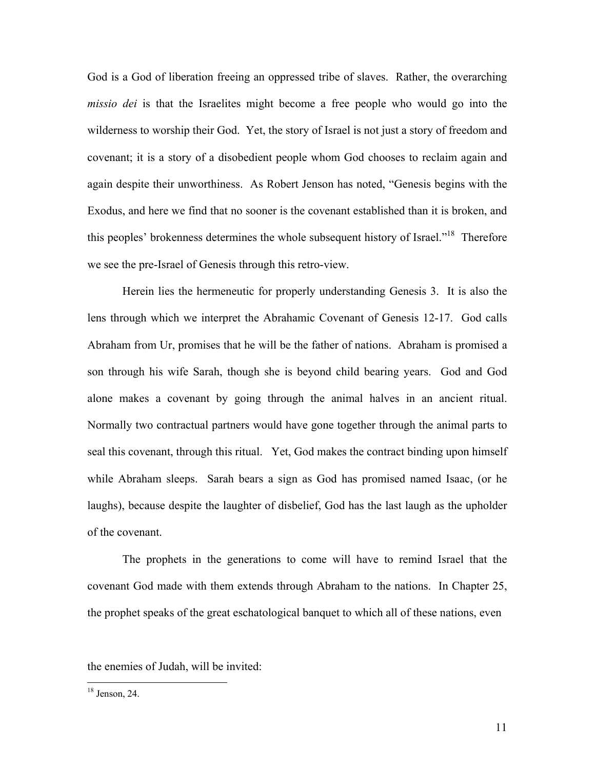God is a God of liberation freeing an oppressed tribe of slaves. Rather, the overarching *missio dei* is that the Israelites might become a free people who would go into the wilderness to worship their God. Yet, the story of Israel is not just a story of freedom and covenant; it is a story of a disobedient people whom God chooses to reclaim again and again despite their unworthiness. As Robert Jenson has noted, "Genesis begins with the Exodus, and here we find that no sooner is the covenant established than it is broken, and this peoples' brokenness determines the whole subsequent history of Israel."[18] Therefore we see the pre-Israel of Genesis through this retro-view.

Herein lies the hermeneutic for properly understanding Genesis 3. It is also the lens through which we interpret the Abrahamic Covenant of Genesis 12-17. God calls Abraham from Ur, promises that he will be the father of nations. Abraham is promised a son through his wife Sarah, though she is beyond child bearing years. God and God alone makes a covenant by going through the animal halves in an ancient ritual. Normally two contractual partners would have gone together through the animal parts to seal this covenant, through this ritual. Yet, God makes the contract binding upon himself while Abraham sleeps. Sarah bears a sign as God has promised named Isaac, (or he laughs), because despite the laughter of disbelief, God has the last laugh as the upholder of the covenant.

The prophets in the generations to come will have to remind Israel that the covenant God made with them extends through Abraham to the nations. In Chapter 25, the prophet speaks of the great eschatological banquet to which all of these nations, even

the enemies of Judah, will be invited:

---

[18] Jenson, 24.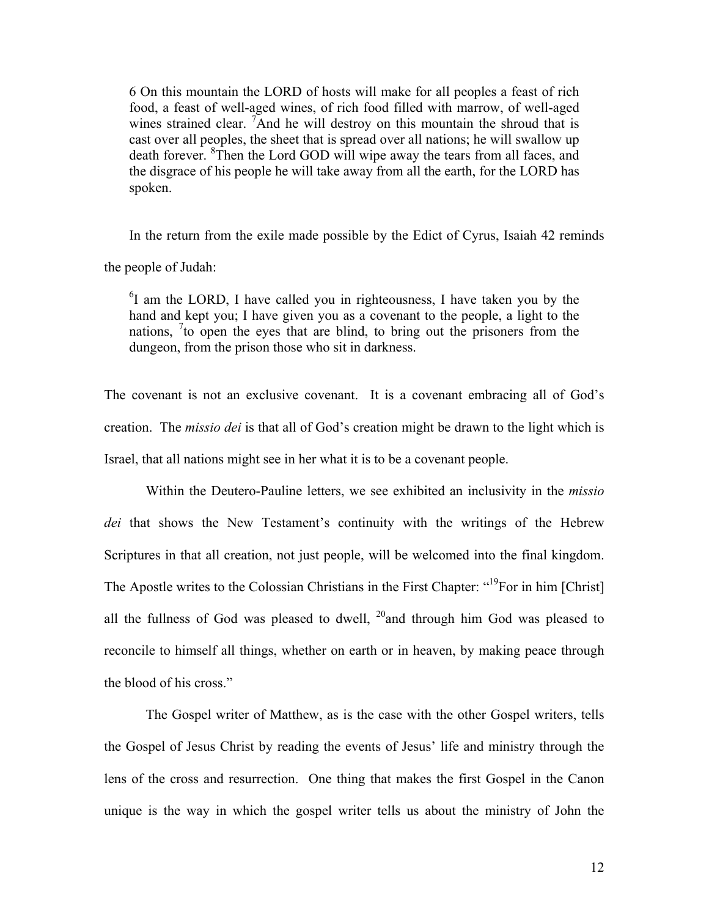> 6 On this mountain the LORD of hosts will make for all peoples a feast of rich food, a feast of well-aged wines, of rich food filled with marrow, of well-aged wines strained clear. [7]And he will destroy on this mountain the shroud that is cast over all peoples, the sheet that is spread over all nations; he will swallow up death forever. [8]Then the Lord GOD will wipe away the tears from all faces, and the disgrace of his people he will take away from all the earth, for the LORD has spoken.

In the return from the exile made possible by the Edict of Cyrus, Isaiah 42 reminds the people of Judah:

> [6]I am the LORD, I have called you in righteousness, I have taken you by the hand and kept you; I have given you as a covenant to the people, a light to the nations, [7]to open the eyes that are blind, to bring out the prisoners from the dungeon, from the prison those who sit in darkness.

The covenant is not an exclusive covenant. It is a covenant embracing all of God's creation. The *missio dei* is that all of God's creation might be drawn to the light which is Israel, that all nations might see in her what it is to be a covenant people.

Within the Deutero-Pauline letters, we see exhibited an inclusivity in the *missio dei* that shows the New Testament's continuity with the writings of the Hebrew Scriptures in that all creation, not just people, will be welcomed into the final kingdom. The Apostle writes to the Colossian Christians in the First Chapter: "[19]For in him [Christ] all the fullness of God was pleased to dwell, [20]and through him God was pleased to reconcile to himself all things, whether on earth or in heaven, by making peace through the blood of his cross."

The Gospel writer of Matthew, as is the case with the other Gospel writers, tells the Gospel of Jesus Christ by reading the events of Jesus' life and ministry through the lens of the cross and resurrection. One thing that makes the first Gospel in the Canon unique is the way in which the gospel writer tells us about the ministry of John the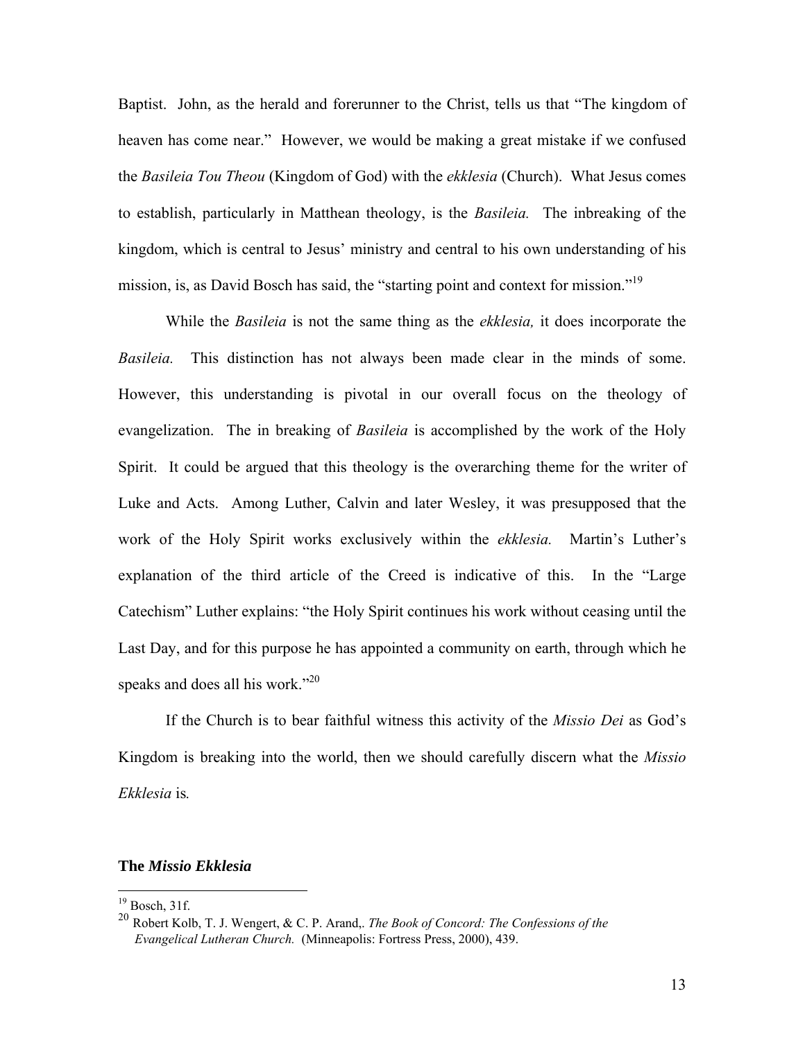Baptist. John, as the herald and forerunner to the Christ, tells us that "The kingdom of heaven has come near." However, we would be making a great mistake if we confused the *Basileia Tou Theou* (Kingdom of God) with the *ekklesia* (Church). What Jesus comes to establish, particularly in Matthean theology, is the *Basileia.* The inbreaking of the kingdom, which is central to Jesus' ministry and central to his own understanding of his mission, is, as David Bosch has said, the "starting point and context for mission."[19]

While the *Basileia* is not the same thing as the *ekklesia,* it does incorporate the *Basileia.* This distinction has not always been made clear in the minds of some. However, this understanding is pivotal in our overall focus on the theology of evangelization. The in breaking of *Basileia* is accomplished by the work of the Holy Spirit. It could be argued that this theology is the overarching theme for the writer of Luke and Acts. Among Luther, Calvin and later Wesley, it was presupposed that the work of the Holy Spirit works exclusively within the *ekklesia.* Martin's Luther's explanation of the third article of the Creed is indicative of this. In the "Large Catechism" Luther explains: "the Holy Spirit continues his work without ceasing until the Last Day, and for this purpose he has appointed a community on earth, through which he speaks and does all his work."[20]

If the Church is to bear faithful witness this activity of the *Missio Dei* as God's Kingdom is breaking into the world, then we should carefully discern what the *Missio Ekklesia* is.

### The *Missio Ekklesia*

---

[19] Bosch, 31f.

[20] Robert Kolb, T. J. Wengert, & C. P. Arand,. *The Book of Concord: The Confessions of the Evangelical Lutheran Church.* (Minneapolis: Fortress Press, 2000), 439.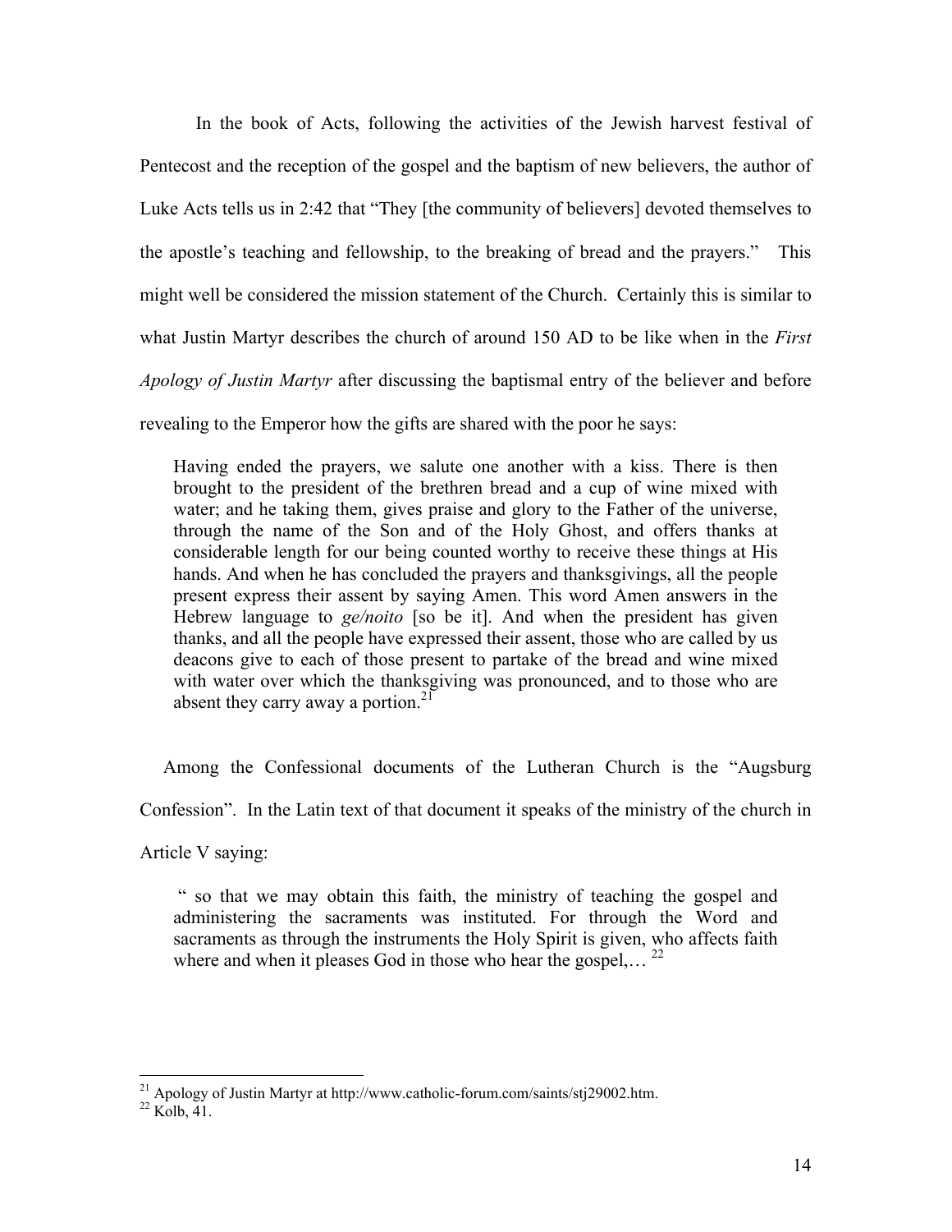In the book of Acts, following the activities of the Jewish harvest festival of Pentecost and the reception of the gospel and the baptism of new believers, the author of Luke Acts tells us in 2:42 that "They [the community of believers] devoted themselves to the apostle's teaching and fellowship, to the breaking of bread and the prayers." This might well be considered the mission statement of the Church. Certainly this is similar to what Justin Martyr describes the church of around 150 AD to be like when in the *First Apology of Justin Martyr* after discussing the baptismal entry of the believer and before revealing to the Emperor how the gifts are shared with the poor he says:

> Having ended the prayers, we salute one another with a kiss. There is then brought to the president of the brethren bread and a cup of wine mixed with water; and he taking them, gives praise and glory to the Father of the universe, through the name of the Son and of the Holy Ghost, and offers thanks at considerable length for our being counted worthy to receive these things at His hands. And when he has concluded the prayers and thanksgivings, all the people present express their assent by saying Amen. This word Amen answers in the Hebrew language to *ge/noito* [so be it]. And when the president has given thanks, and all the people have expressed their assent, those who are called by us deacons give to each of those present to partake of the bread and wine mixed with water over which the thanksgiving was pronounced, and to those who are absent they carry away a portion.[21]

Among the Confessional documents of the Lutheran Church is the "Augsburg Confession". In the Latin text of that document it speaks of the ministry of the church in Article V saying:

> " so that we may obtain this faith, the ministry of teaching the gospel and administering the sacraments was instituted. For through the Word and sacraments as through the instruments the Holy Spirit is given, who affects faith where and when it pleases God in those who hear the gospel,… [22]

---

[21] Apology of Justin Martyr at http://www.catholic-forum.com/saints/stj29002.htm.

[22] Kolb, 41.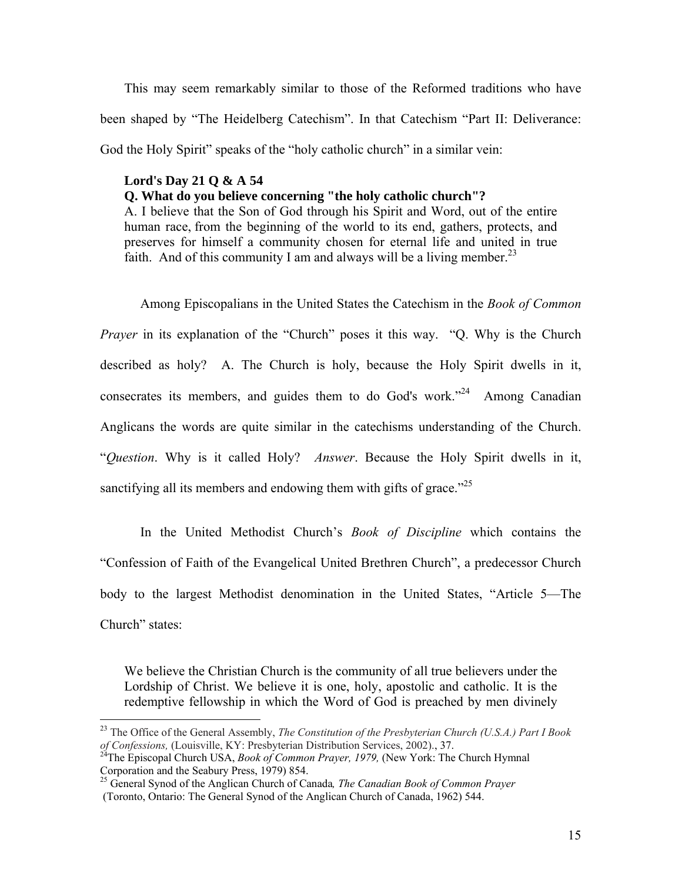This may seem remarkably similar to those of the Reformed traditions who have been shaped by "The Heidelberg Catechism". In that Catechism "Part II: Deliverance: God the Holy Spirit" speaks of the "holy catholic church" in a similar vein:

> **Lord's Day 21 Q & A 54**
> **Q. What do you believe concerning "the holy catholic church"?**
> A. I believe that the Son of God through his Spirit and Word, out of the entire human race, from the beginning of the world to its end, gathers, protects, and preserves for himself a community chosen for eternal life and united in true faith. And of this community I am and always will be a living member.[23]

Among Episcopalians in the United States the Catechism in the *Book of Common Prayer* in its explanation of the "Church" poses it this way. "Q. Why is the Church described as holy? A. The Church is holy, because the Holy Spirit dwells in it, consecrates its members, and guides them to do God's work."[24] Among Canadian Anglicans the words are quite similar in the catechisms understanding of the Church. "*Question*. Why is it called Holy? *Answer*. Because the Holy Spirit dwells in it, sanctifying all its members and endowing them with gifts of grace."[25]

In the United Methodist Church's *Book of Discipline* which contains the "Confession of Faith of the Evangelical United Brethren Church", a predecessor Church body to the largest Methodist denomination in the United States, "Article 5—The Church" states:

> We believe the Christian Church is the community of all true believers under the Lordship of Christ. We believe it is one, holy, apostolic and catholic. It is the redemptive fellowship in which the Word of God is preached by men divinely

---

[23] The Office of the General Assembly, *The Constitution of the Presbyterian Church (U.S.A.) Part I Book of Confessions,* (Louisville, KY: Presbyterian Distribution Services, 2002)., 37.

[24] The Episcopal Church USA, *Book of Common Prayer, 1979,* (New York: The Church Hymnal Corporation and the Seabury Press, 1979) 854.

[25] General Synod of the Anglican Church of Canada*, The Canadian Book of Common Prayer* (Toronto, Ontario: The General Synod of the Anglican Church of Canada, 1962) 544.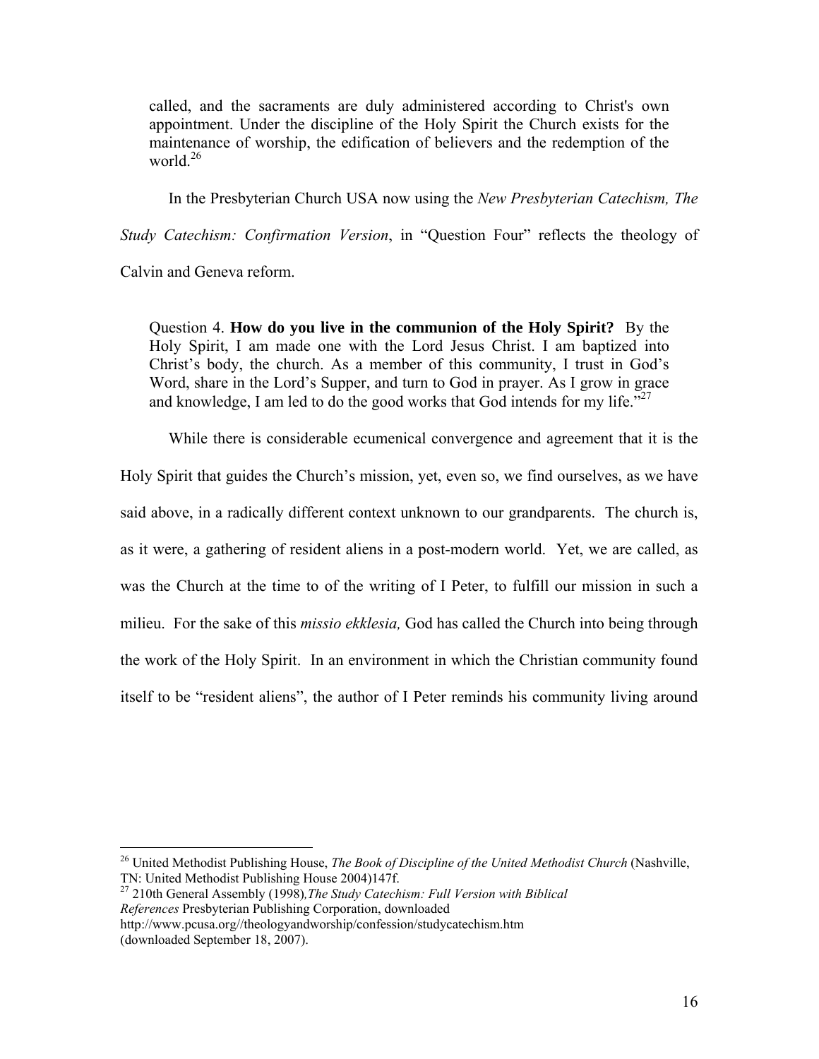> called, and the sacraments are duly administered according to Christ's own appointment. Under the discipline of the Holy Spirit the Church exists for the maintenance of worship, the edification of believers and the redemption of the world.[26]

In the Presbyterian Church USA now using the *New Presbyterian Catechism, The Study Catechism: Confirmation Version*, in "Question Four" reflects the theology of Calvin and Geneva reform.

> Question 4. **How do you live in the communion of the Holy Spirit?** By the Holy Spirit, I am made one with the Lord Jesus Christ. I am baptized into Christ's body, the church. As a member of this community, I trust in God's Word, share in the Lord's Supper, and turn to God in prayer. As I grow in grace and knowledge, I am led to do the good works that God intends for my life."[27]

While there is considerable ecumenical convergence and agreement that it is the Holy Spirit that guides the Church's mission, yet, even so, we find ourselves, as we have said above, in a radically different context unknown to our grandparents. The church is, as it were, a gathering of resident aliens in a post-modern world. Yet, we are called, as was the Church at the time to of the writing of I Peter, to fulfill our mission in such a milieu. For the sake of this *missio ekklesia,* God has called the Church into being through the work of the Holy Spirit. In an environment in which the Christian community found itself to be "resident aliens", the author of I Peter reminds his community living around

---

[26] United Methodist Publishing House, *The Book of Discipline of the United Methodist Church* (Nashville, TN: United Methodist Publishing House 2004)147f.

[27] 210th General Assembly (1998)*,The Study Catechism: Full Version with Biblical References* Presbyterian Publishing Corporation, downloaded http://www.pcusa.org//theologyandworship/confession/studycatechism.htm (downloaded September 18, 2007).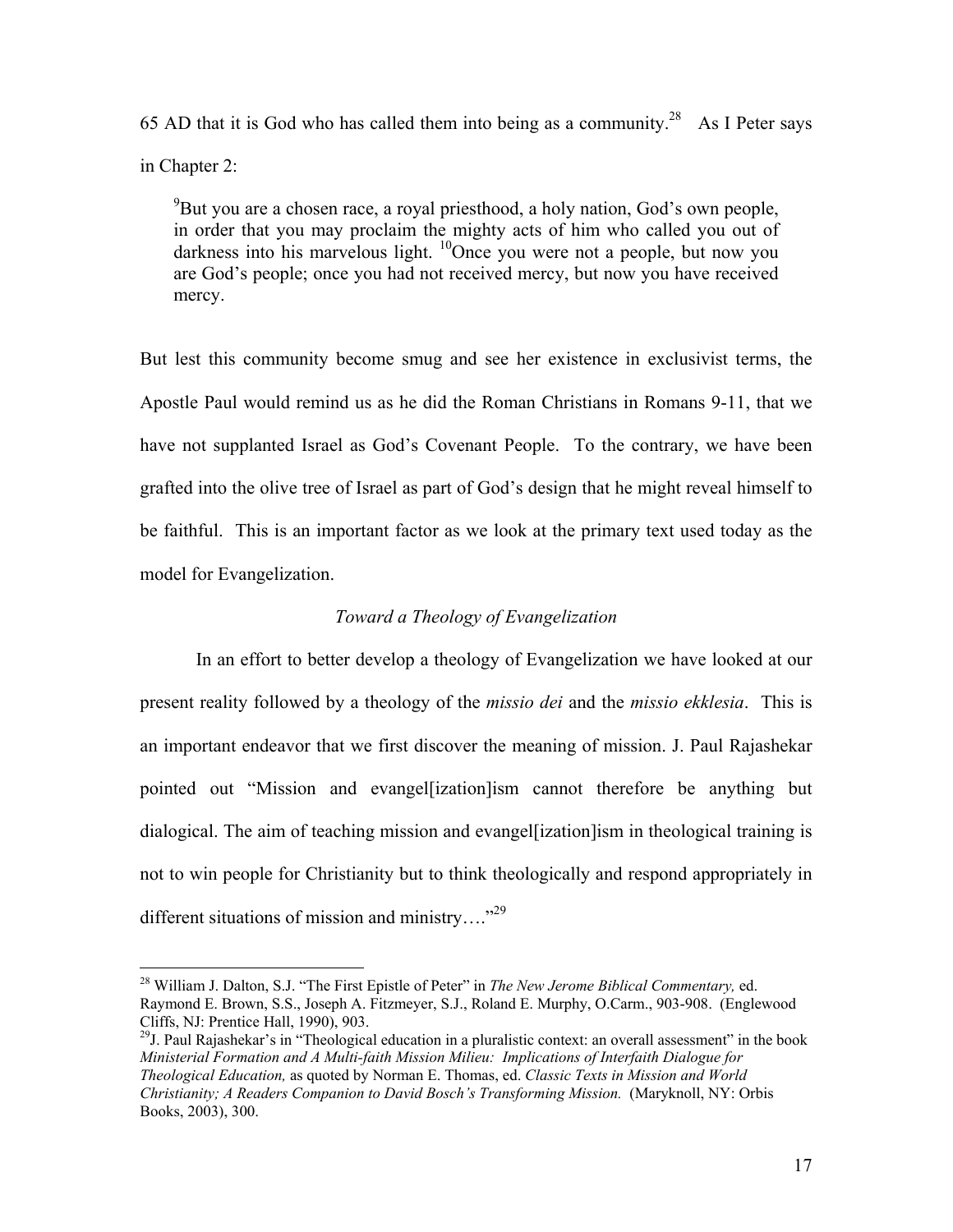65 AD that it is God who has called them into being as a community.[28] As I Peter says in Chapter 2:

> [9]But you are a chosen race, a royal priesthood, a holy nation, God's own people, in order that you may proclaim the mighty acts of him who called you out of darkness into his marvelous light. [10]Once you were not a people, but now you are God's people; once you had not received mercy, but now you have received mercy.

But lest this community become smug and see her existence in exclusivist terms, the Apostle Paul would remind us as he did the Roman Christians in Romans 9-11, that we have not supplanted Israel as God's Covenant People. To the contrary, we have been grafted into the olive tree of Israel as part of God's design that he might reveal himself to be faithful. This is an important factor as we look at the primary text used today as the model for Evangelization.

### *Toward a Theology of Evangelization*

In an effort to better develop a theology of Evangelization we have looked at our present reality followed by a theology of the *missio dei* and the *missio ekklesia*. This is an important endeavor that we first discover the meaning of mission. J. Paul Rajashekar pointed out "Mission and evangel[ization]ism cannot therefore be anything but dialogical. The aim of teaching mission and evangel[ization]ism in theological training is not to win people for Christianity but to think theologically and respond appropriately in different situations of mission and ministry…."[29]

---

[28] William J. Dalton, S.J. "The First Epistle of Peter" in *The New Jerome Biblical Commentary,* ed. Raymond E. Brown, S.S., Joseph A. Fitzmeyer, S.J., Roland E. Murphy, O.Carm., 903-908. (Englewood Cliffs, NJ: Prentice Hall, 1990), 903.

[29]J. Paul Rajashekar's in "Theological education in a pluralistic context: an overall assessment" in the book *Ministerial Formation and A Multi-faith Mission Milieu: Implications of Interfaith Dialogue for Theological Education,* as quoted by Norman E. Thomas, ed. *Classic Texts in Mission and World Christianity; A Readers Companion to David Bosch's Transforming Mission.* (Maryknoll, NY: Orbis Books, 2003), 300.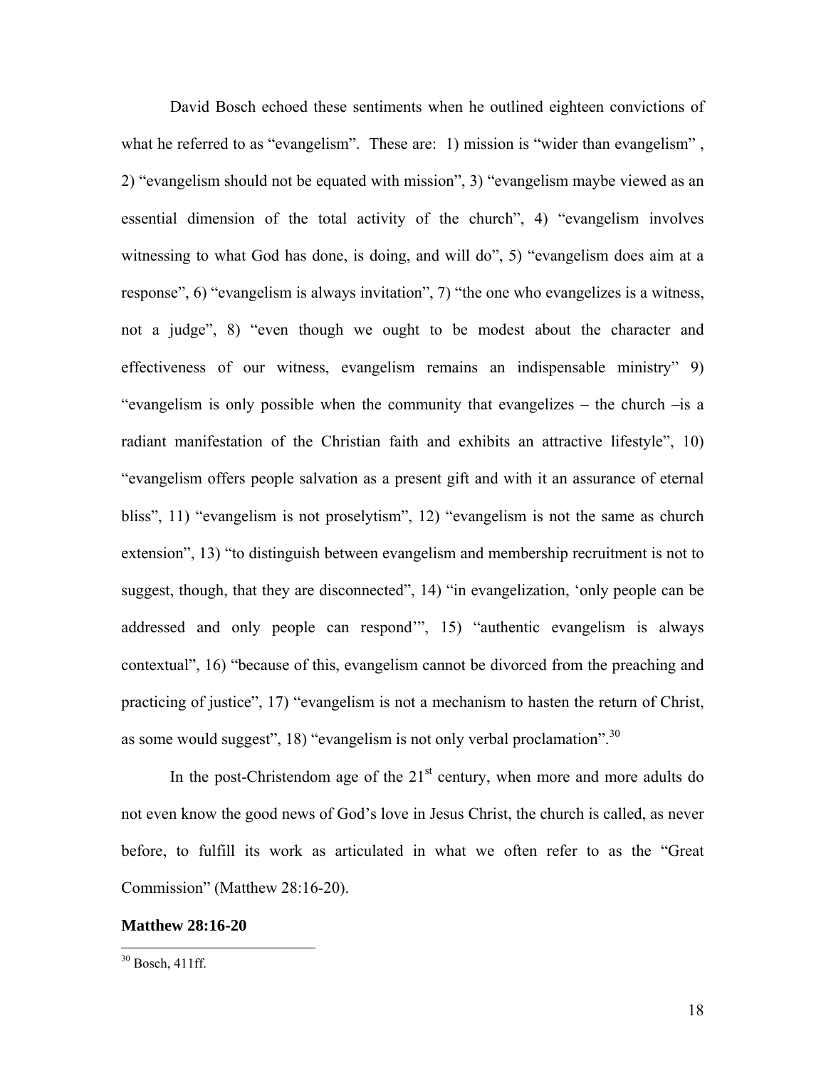David Bosch echoed these sentiments when he outlined eighteen convictions of what he referred to as "evangelism". These are: 1) mission is "wider than evangelism" , 2) "evangelism should not be equated with mission", 3) "evangelism maybe viewed as an essential dimension of the total activity of the church", 4) "evangelism involves witnessing to what God has done, is doing, and will do", 5) "evangelism does aim at a response", 6) "evangelism is always invitation", 7) "the one who evangelizes is a witness, not a judge", 8) "even though we ought to be modest about the character and effectiveness of our witness, evangelism remains an indispensable ministry" 9) "evangelism is only possible when the community that evangelizes – the church –is a radiant manifestation of the Christian faith and exhibits an attractive lifestyle", 10) "evangelism offers people salvation as a present gift and with it an assurance of eternal bliss", 11) "evangelism is not proselytism", 12) "evangelism is not the same as church extension", 13) "to distinguish between evangelism and membership recruitment is not to suggest, though, that they are disconnected", 14) "in evangelization, 'only people can be addressed and only people can respond'", 15) "authentic evangelism is always contextual", 16) "because of this, evangelism cannot be divorced from the preaching and practicing of justice", 17) "evangelism is not a mechanism to hasten the return of Christ, as some would suggest", 18) "evangelism is not only verbal proclamation".[30]

In the post-Christendom age of the 21st century, when more and more adults do not even know the good news of God's love in Jesus Christ, the church is called, as never before, to fulfill its work as articulated in what we often refer to as the "Great Commission" (Matthew 28:16-20).

**Matthew 28:16-20**

[30] Bosch, 411ff.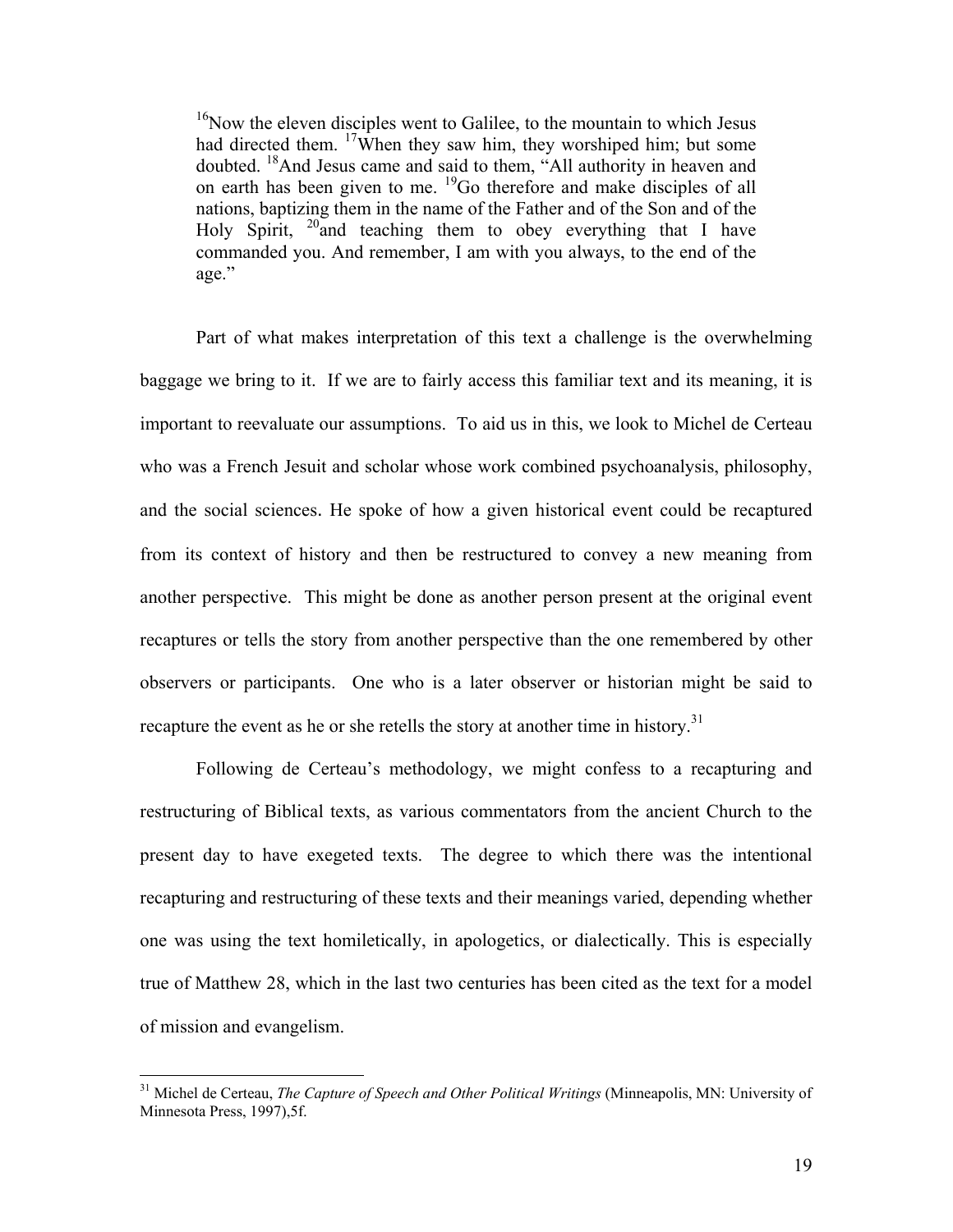> [16]Now the eleven disciples went to Galilee, to the mountain to which Jesus had directed them. [17]When they saw him, they worshiped him; but some doubted. [18]And Jesus came and said to them, "All authority in heaven and on earth has been given to me. [19]Go therefore and make disciples of all nations, baptizing them in the name of the Father and of the Son and of the Holy Spirit, [20]and teaching them to obey everything that I have commanded you. And remember, I am with you always, to the end of the age."

Part of what makes interpretation of this text a challenge is the overwhelming baggage we bring to it. If we are to fairly access this familiar text and its meaning, it is important to reevaluate our assumptions. To aid us in this, we look to Michel de Certeau who was a French Jesuit and scholar whose work combined psychoanalysis, philosophy, and the social sciences. He spoke of how a given historical event could be recaptured from its context of history and then be restructured to convey a new meaning from another perspective. This might be done as another person present at the original event recaptures or tells the story from another perspective than the one remembered by other observers or participants. One who is a later observer or historian might be said to recapture the event as he or she retells the story at another time in history.[31]

Following de Certeau's methodology, we might confess to a recapturing and restructuring of Biblical texts, as various commentators from the ancient Church to the present day to have exegeted texts. The degree to which there was the intentional recapturing and restructuring of these texts and their meanings varied, depending whether one was using the text homiletically, in apologetics, or dialectically. This is especially true of Matthew 28, which in the last two centuries has been cited as the text for a model of mission and evangelism.

---

[31] Michel de Certeau, *The Capture of Speech and Other Political Writings* (Minneapolis, MN: University of Minnesota Press, 1997),5f.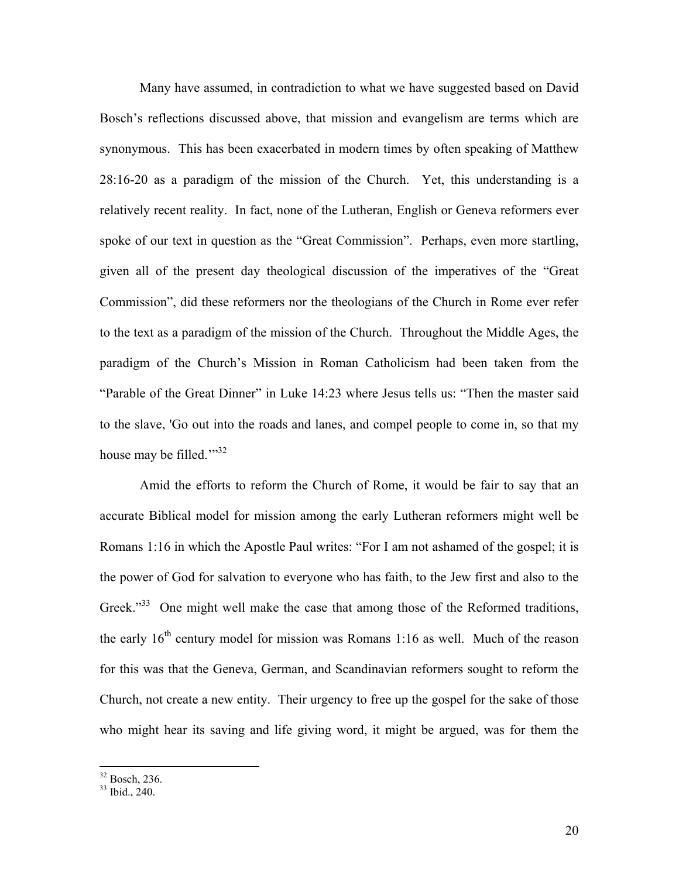Many have assumed, in contradiction to what we have suggested based on David Bosch's reflections discussed above, that mission and evangelism are terms which are synonymous. This has been exacerbated in modern times by often speaking of Matthew 28:16-20 as a paradigm of the mission of the Church. Yet, this understanding is a relatively recent reality. In fact, none of the Lutheran, English or Geneva reformers ever spoke of our text in question as the "Great Commission". Perhaps, even more startling, given all of the present day theological discussion of the imperatives of the "Great Commission", did these reformers nor the theologians of the Church in Rome ever refer to the text as a paradigm of the mission of the Church. Throughout the Middle Ages, the paradigm of the Church's Mission in Roman Catholicism had been taken from the "Parable of the Great Dinner" in Luke 14:23 where Jesus tells us: "Then the master said to the slave, 'Go out into the roads and lanes, and compel people to come in, so that my house may be filled.'"[32]

Amid the efforts to reform the Church of Rome, it would be fair to say that an accurate Biblical model for mission among the early Lutheran reformers might well be Romans 1:16 in which the Apostle Paul writes: "For I am not ashamed of the gospel; it is the power of God for salvation to everyone who has faith, to the Jew first and also to the Greek."[33] One might well make the case that among those of the Reformed traditions, the early 16th century model for mission was Romans 1:16 as well. Much of the reason for this was that the Geneva, German, and Scandinavian reformers sought to reform the Church, not create a new entity. Their urgency to free up the gospel for the sake of those who might hear its saving and life giving word, it might be argued, was for them the

---

[32] Bosch, 236.

[33] Ibid., 240.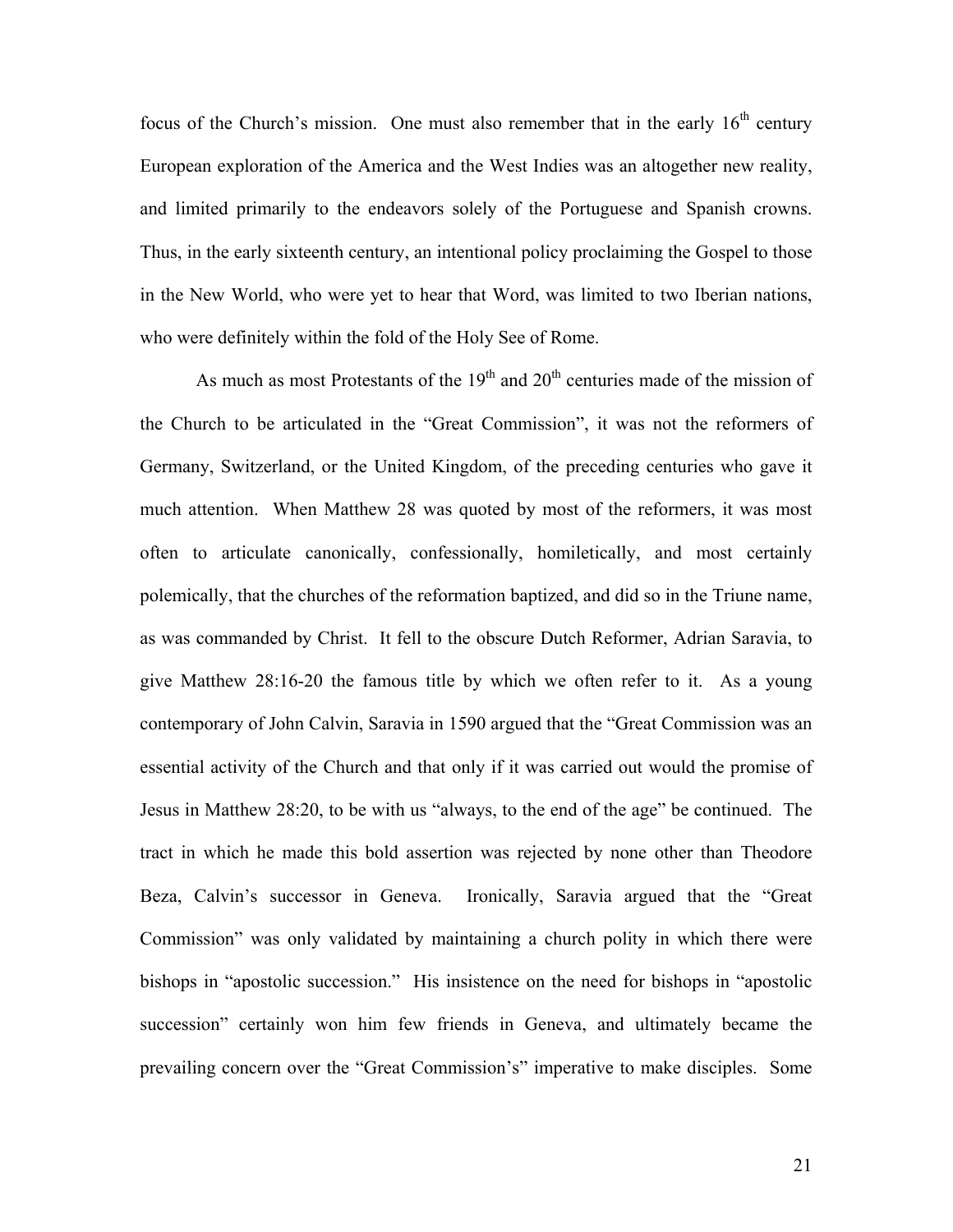focus of the Church's mission. One must also remember that in the early 16th century European exploration of the America and the West Indies was an altogether new reality, and limited primarily to the endeavors solely of the Portuguese and Spanish crowns. Thus, in the early sixteenth century, an intentional policy proclaiming the Gospel to those in the New World, who were yet to hear that Word, was limited to two Iberian nations, who were definitely within the fold of the Holy See of Rome.

As much as most Protestants of the 19th and 20th centuries made of the mission of the Church to be articulated in the "Great Commission", it was not the reformers of Germany, Switzerland, or the United Kingdom, of the preceding centuries who gave it much attention. When Matthew 28 was quoted by most of the reformers, it was most often to articulate canonically, confessionally, homiletically, and most certainly polemically, that the churches of the reformation baptized, and did so in the Triune name, as was commanded by Christ. It fell to the obscure Dutch Reformer, Adrian Saravia, to give Matthew 28:16-20 the famous title by which we often refer to it. As a young contemporary of John Calvin, Saravia in 1590 argued that the "Great Commission was an essential activity of the Church and that only if it was carried out would the promise of Jesus in Matthew 28:20, to be with us "always, to the end of the age" be continued. The tract in which he made this bold assertion was rejected by none other than Theodore Beza, Calvin's successor in Geneva. Ironically, Saravia argued that the "Great Commission" was only validated by maintaining a church polity in which there were bishops in "apostolic succession." His insistence on the need for bishops in "apostolic succession" certainly won him few friends in Geneva, and ultimately became the prevailing concern over the "Great Commission's" imperative to make disciples. Some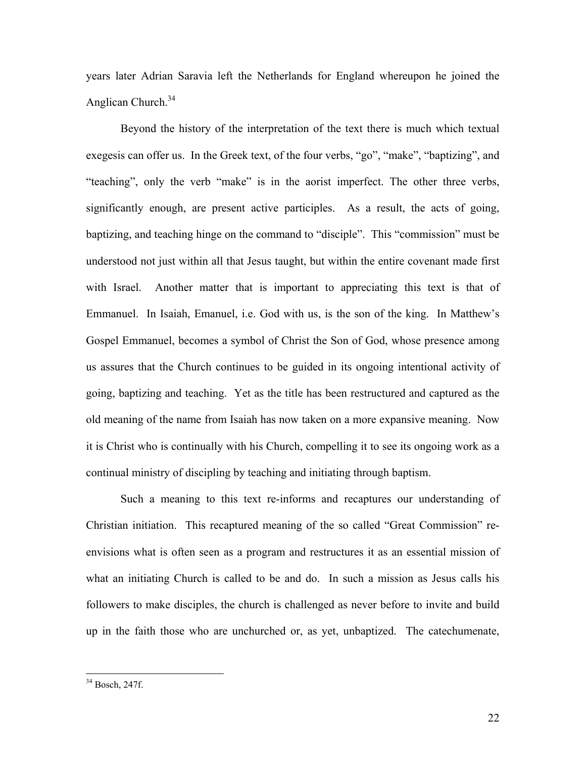years later Adrian Saravia left the Netherlands for England whereupon he joined the Anglican Church.[34]

Beyond the history of the interpretation of the text there is much which textual exegesis can offer us. In the Greek text, of the four verbs, "go", "make", "baptizing", and "teaching", only the verb "make" is in the aorist imperfect. The other three verbs, significantly enough, are present active participles. As a result, the acts of going, baptizing, and teaching hinge on the command to "disciple". This "commission" must be understood not just within all that Jesus taught, but within the entire covenant made first with Israel. Another matter that is important to appreciating this text is that of Emmanuel. In Isaiah, Emanuel, i.e. God with us, is the son of the king. In Matthew's Gospel Emmanuel, becomes a symbol of Christ the Son of God, whose presence among us assures that the Church continues to be guided in its ongoing intentional activity of going, baptizing and teaching. Yet as the title has been restructured and captured as the old meaning of the name from Isaiah has now taken on a more expansive meaning. Now it is Christ who is continually with his Church, compelling it to see its ongoing work as a continual ministry of discipling by teaching and initiating through baptism.

Such a meaning to this text re-informs and recaptures our understanding of Christian initiation. This recaptured meaning of the so called "Great Commission" re-envisions what is often seen as a program and restructures it as an essential mission of what an initiating Church is called to be and do. In such a mission as Jesus calls his followers to make disciples, the church is challenged as never before to invite and build up in the faith those who are unchurched or, as yet, unbaptized. The catechumenate,

---

[34] Bosch, 247f.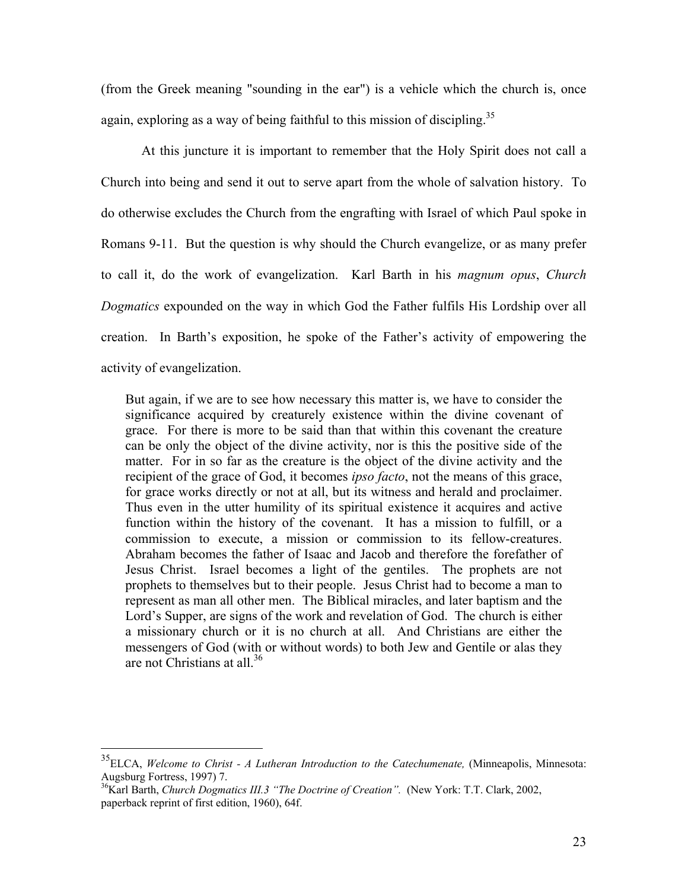(from the Greek meaning "sounding in the ear") is a vehicle which the church is, once again, exploring as a way of being faithful to this mission of discipling.[35]

At this juncture it is important to remember that the Holy Spirit does not call a Church into being and send it out to serve apart from the whole of salvation history. To do otherwise excludes the Church from the engrafting with Israel of which Paul spoke in Romans 9-11. But the question is why should the Church evangelize, or as many prefer to call it, do the work of evangelization. Karl Barth in his *magnum opus*, *Church Dogmatics* expounded on the way in which God the Father fulfils His Lordship over all creation. In Barth's exposition, he spoke of the Father's activity of empowering the activity of evangelization.

> But again, if we are to see how necessary this matter is, we have to consider the significance acquired by creaturely existence within the divine covenant of grace. For there is more to be said than that within this covenant the creature can be only the object of the divine activity, nor is this the positive side of the matter. For in so far as the creature is the object of the divine activity and the recipient of the grace of God, it becomes *ipso facto*, not the means of this grace, for grace works directly or not at all, but its witness and herald and proclaimer. Thus even in the utter humility of its spiritual existence it acquires and active function within the history of the covenant. It has a mission to fulfill, or a commission to execute, a mission or commission to its fellow-creatures. Abraham becomes the father of Isaac and Jacob and therefore the forefather of Jesus Christ. Israel becomes a light of the gentiles. The prophets are not prophets to themselves but to their people. Jesus Christ had to become a man to represent as man all other men. The Biblical miracles, and later baptism and the Lord's Supper, are signs of the work and revelation of God. The church is either a missionary church or it is no church at all. And Christians are either the messengers of God (with or without words) to both Jew and Gentile or alas they are not Christians at all.[36]

---

[35] ELCA, *Welcome to Christ - A Lutheran Introduction to the Catechumenate,* (Minneapolis, Minnesota: Augsburg Fortress, 1997) 7.

[36] Karl Barth, *Church Dogmatics III.3 "The Doctrine of Creation".* (New York: T.T. Clark, 2002, paperback reprint of first edition, 1960), 64f.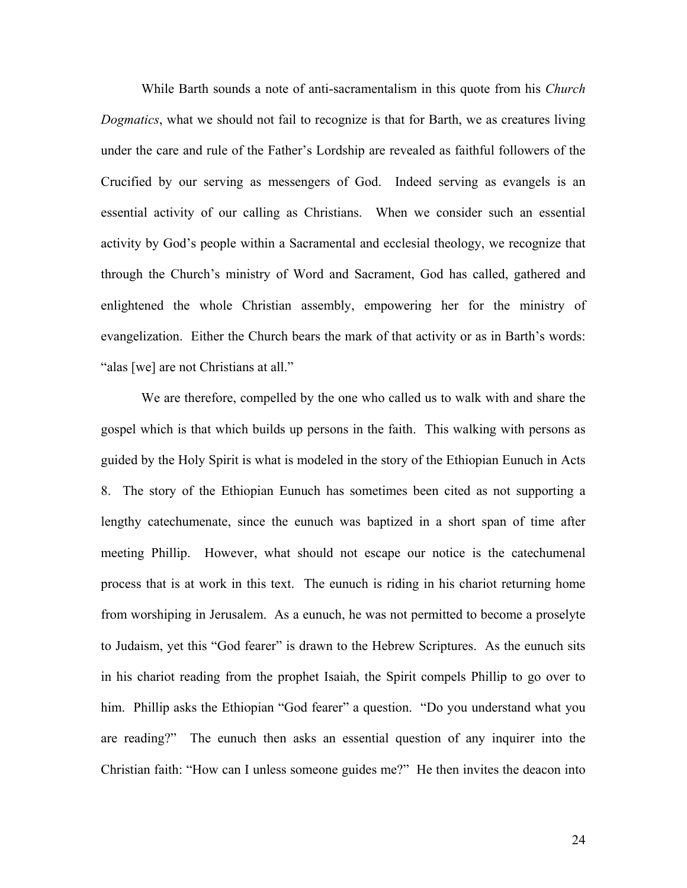While Barth sounds a note of anti-sacramentalism in this quote from his *Church Dogmatics*, what we should not fail to recognize is that for Barth, we as creatures living under the care and rule of the Father's Lordship are revealed as faithful followers of the Crucified by our serving as messengers of God. Indeed serving as evangels is an essential activity of our calling as Christians. When we consider such an essential activity by God's people within a Sacramental and ecclesial theology, we recognize that through the Church's ministry of Word and Sacrament, God has called, gathered and enlightened the whole Christian assembly, empowering her for the ministry of evangelization. Either the Church bears the mark of that activity or as in Barth's words: "alas [we] are not Christians at all."

We are therefore, compelled by the one who called us to walk with and share the gospel which is that which builds up persons in the faith. This walking with persons as guided by the Holy Spirit is what is modeled in the story of the Ethiopian Eunuch in Acts 8. The story of the Ethiopian Eunuch has sometimes been cited as not supporting a lengthy catechumenate, since the eunuch was baptized in a short span of time after meeting Phillip. However, what should not escape our notice is the catechumenal process that is at work in this text. The eunuch is riding in his chariot returning home from worshiping in Jerusalem. As a eunuch, he was not permitted to become a proselyte to Judaism, yet this "God fearer" is drawn to the Hebrew Scriptures. As the eunuch sits in his chariot reading from the prophet Isaiah, the Spirit compels Phillip to go over to him. Phillip asks the Ethiopian "God fearer" a question. "Do you understand what you are reading?" The eunuch then asks an essential question of any inquirer into the Christian faith: "How can I unless someone guides me?" He then invites the deacon into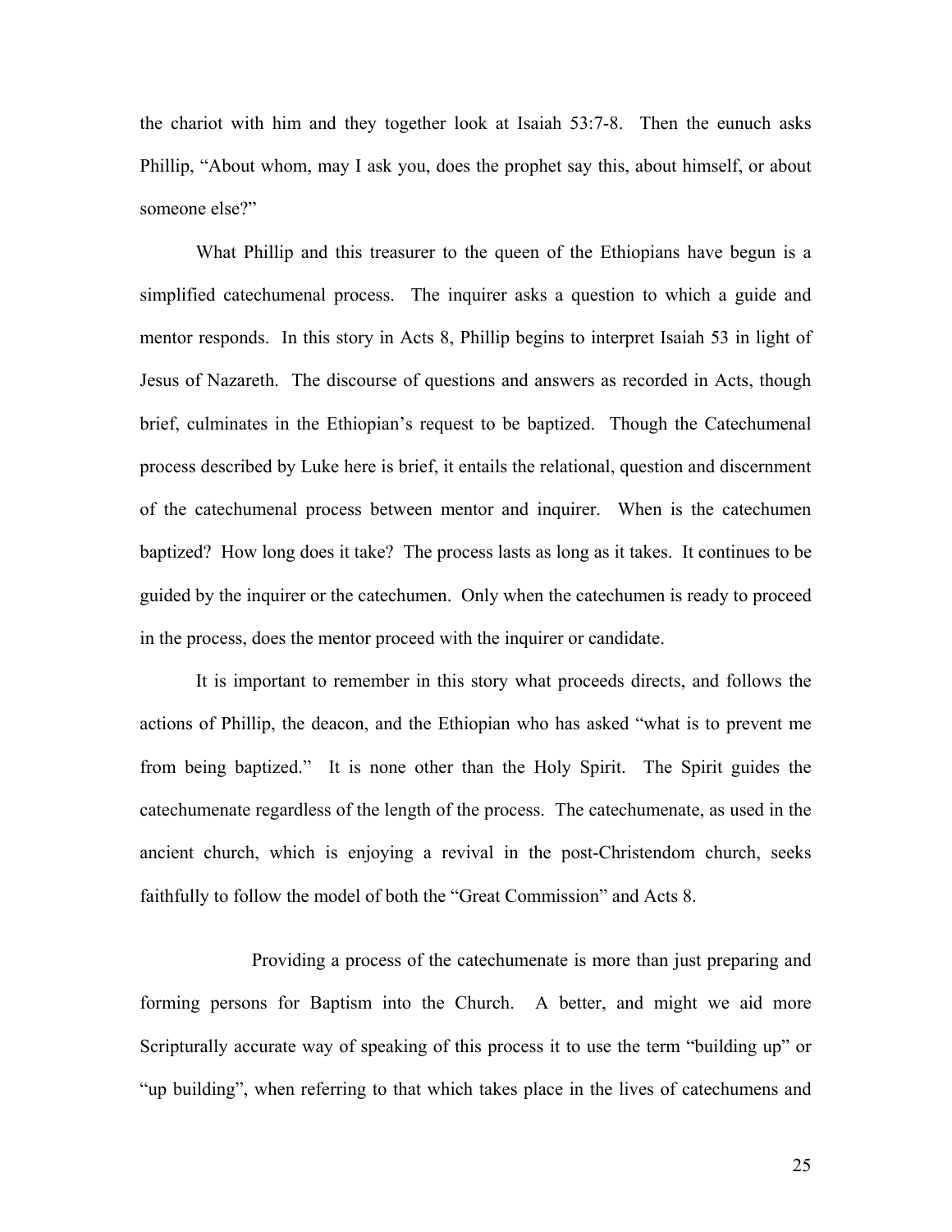the chariot with him and they together look at Isaiah 53:7-8. Then the eunuch asks Phillip, "About whom, may I ask you, does the prophet say this, about himself, or about someone else?"

What Phillip and this treasurer to the queen of the Ethiopians have begun is a simplified catechumenal process. The inquirer asks a question to which a guide and mentor responds. In this story in Acts 8, Phillip begins to interpret Isaiah 53 in light of Jesus of Nazareth. The discourse of questions and answers as recorded in Acts, though brief, culminates in the Ethiopian's request to be baptized. Though the Catechumenal process described by Luke here is brief, it entails the relational, question and discernment of the catechumenal process between mentor and inquirer. When is the catechumen baptized? How long does it take? The process lasts as long as it takes. It continues to be guided by the inquirer or the catechumen. Only when the catechumen is ready to proceed in the process, does the mentor proceed with the inquirer or candidate.

It is important to remember in this story what proceeds directs, and follows the actions of Phillip, the deacon, and the Ethiopian who has asked "what is to prevent me from being baptized." It is none other than the Holy Spirit. The Spirit guides the catechumenate regardless of the length of the process. The catechumenate, as used in the ancient church, which is enjoying a revival in the post-Christendom church, seeks faithfully to follow the model of both the "Great Commission" and Acts 8.

Providing a process of the catechumenate is more than just preparing and forming persons for Baptism into the Church. A better, and might we aid more Scripturally accurate way of speaking of this process it to use the term "building up" or "up building", when referring to that which takes place in the lives of catechumens and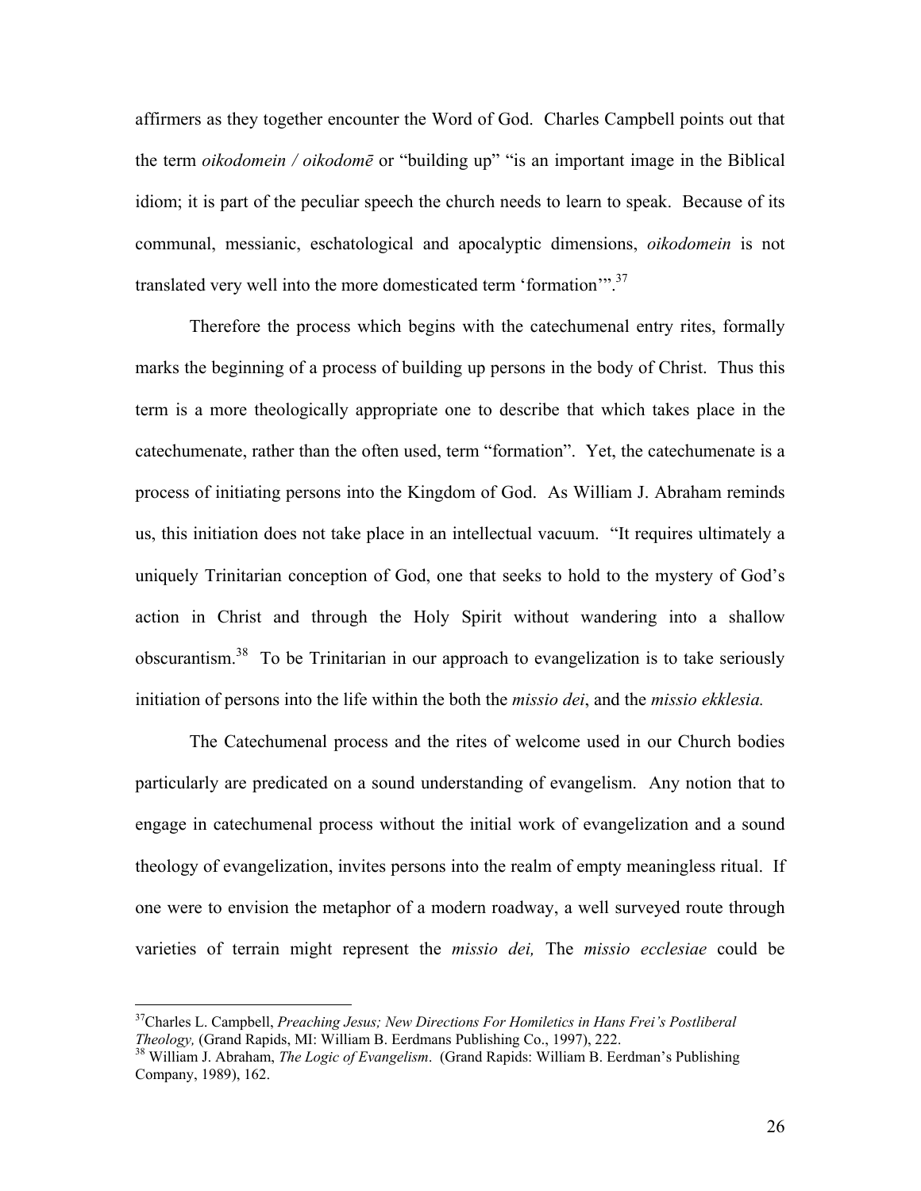affirmers as they together encounter the Word of God. Charles Campbell points out that the term *oikodomein / oikodomē* or "building up" "is an important image in the Biblical idiom; it is part of the peculiar speech the church needs to learn to speak. Because of its communal, messianic, eschatological and apocalyptic dimensions, *oikodomein* is not translated very well into the more domesticated term 'formation'".[37]

Therefore the process which begins with the catechumenal entry rites, formally marks the beginning of a process of building up persons in the body of Christ. Thus this term is a more theologically appropriate one to describe that which takes place in the catechumenate, rather than the often used, term "formation". Yet, the catechumenate is a process of initiating persons into the Kingdom of God. As William J. Abraham reminds us, this initiation does not take place in an intellectual vacuum. "It requires ultimately a uniquely Trinitarian conception of God, one that seeks to hold to the mystery of God's action in Christ and through the Holy Spirit without wandering into a shallow obscurantism.[38] To be Trinitarian in our approach to evangelization is to take seriously initiation of persons into the life within the both the *missio dei*, and the *missio ekklesia.*

The Catechumenal process and the rites of welcome used in our Church bodies particularly are predicated on a sound understanding of evangelism. Any notion that to engage in catechumenal process without the initial work of evangelization and a sound theology of evangelization, invites persons into the realm of empty meaningless ritual. If one were to envision the metaphor of a modern roadway, a well surveyed route through varieties of terrain might represent the *missio dei,* The *missio ecclesiae* could be

---

[37] Charles L. Campbell, *Preaching Jesus; New Directions For Homiletics in Hans Frei's Postliberal Theology,* (Grand Rapids, MI: William B. Eerdmans Publishing Co., 1997), 222.

[38] William J. Abraham, *The Logic of Evangelism*. (Grand Rapids: William B. Eerdman's Publishing Company, 1989), 162.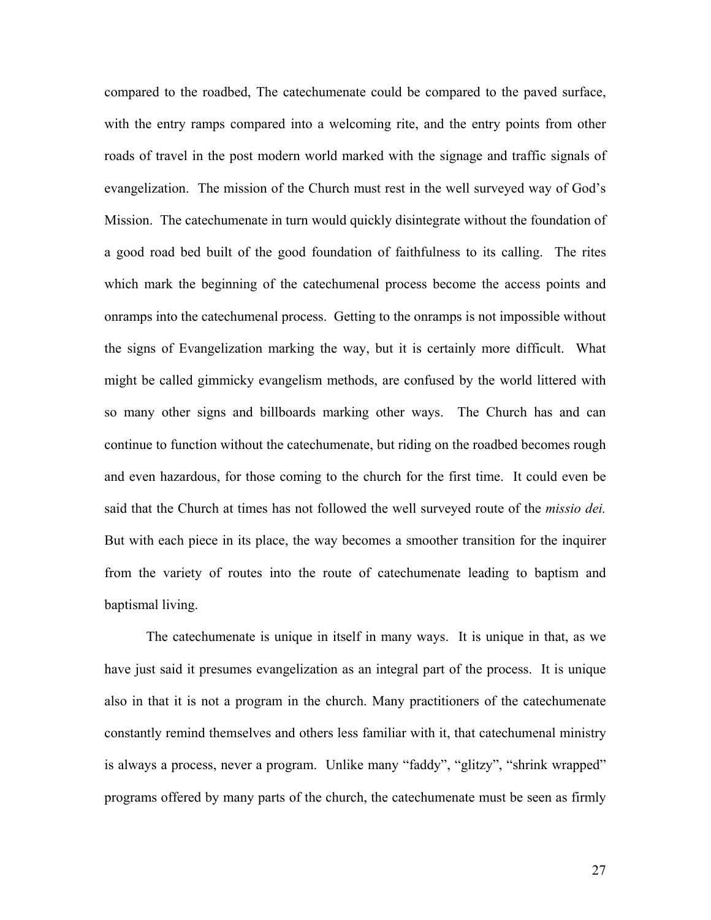compared to the roadbed, The catechumenate could be compared to the paved surface, with the entry ramps compared into a welcoming rite, and the entry points from other roads of travel in the post modern world marked with the signage and traffic signals of evangelization. The mission of the Church must rest in the well surveyed way of God's Mission. The catechumenate in turn would quickly disintegrate without the foundation of a good road bed built of the good foundation of faithfulness to its calling. The rites which mark the beginning of the catechumenal process become the access points and onramps into the catechumenal process. Getting to the onramps is not impossible without the signs of Evangelization marking the way, but it is certainly more difficult. What might be called gimmicky evangelism methods, are confused by the world littered with so many other signs and billboards marking other ways. The Church has and can continue to function without the catechumenate, but riding on the roadbed becomes rough and even hazardous, for those coming to the church for the first time. It could even be said that the Church at times has not followed the well surveyed route of the *missio dei.* But with each piece in its place, the way becomes a smoother transition for the inquirer from the variety of routes into the route of catechumenate leading to baptism and baptismal living.

The catechumenate is unique in itself in many ways. It is unique in that, as we have just said it presumes evangelization as an integral part of the process. It is unique also in that it is not a program in the church. Many practitioners of the catechumenate constantly remind themselves and others less familiar with it, that catechumenal ministry is always a process, never a program. Unlike many "faddy", "glitzy", "shrink wrapped" programs offered by many parts of the church, the catechumenate must be seen as firmly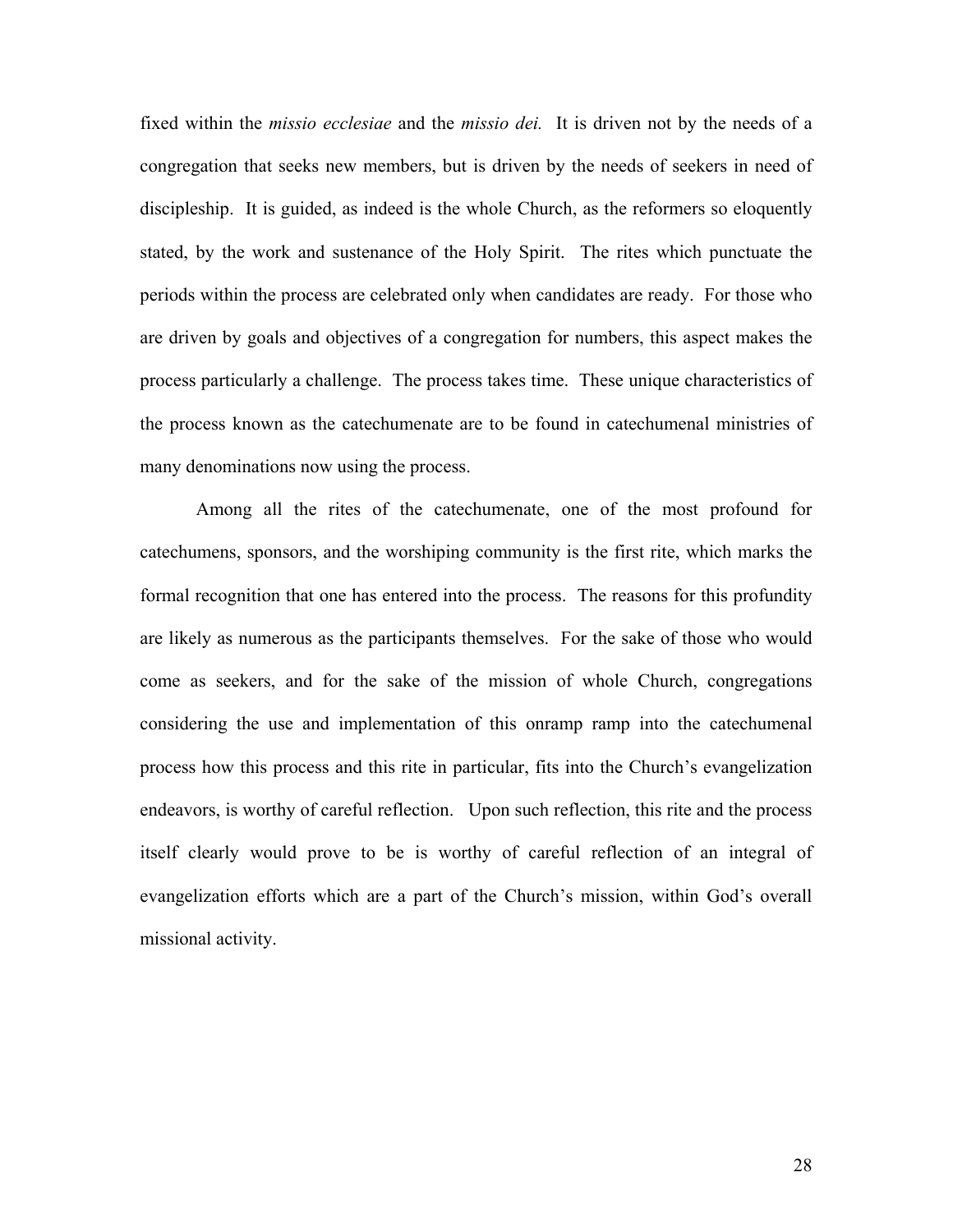fixed within the *missio ecclesiae* and the *missio dei.* It is driven not by the needs of a congregation that seeks new members, but is driven by the needs of seekers in need of discipleship. It is guided, as indeed is the whole Church, as the reformers so eloquently stated, by the work and sustenance of the Holy Spirit. The rites which punctuate the periods within the process are celebrated only when candidates are ready. For those who are driven by goals and objectives of a congregation for numbers, this aspect makes the process particularly a challenge. The process takes time. These unique characteristics of the process known as the catechumenate are to be found in catechumenal ministries of many denominations now using the process.

Among all the rites of the catechumenate, one of the most profound for catechumens, sponsors, and the worshiping community is the first rite, which marks the formal recognition that one has entered into the process. The reasons for this profundity are likely as numerous as the participants themselves. For the sake of those who would come as seekers, and for the sake of the mission of whole Church, congregations considering the use and implementation of this onramp ramp into the catechumenal process how this process and this rite in particular, fits into the Church's evangelization endeavors, is worthy of careful reflection. Upon such reflection, this rite and the process itself clearly would prove to be is worthy of careful reflection of an integral of evangelization efforts which are a part of the Church's mission, within God's overall missional activity.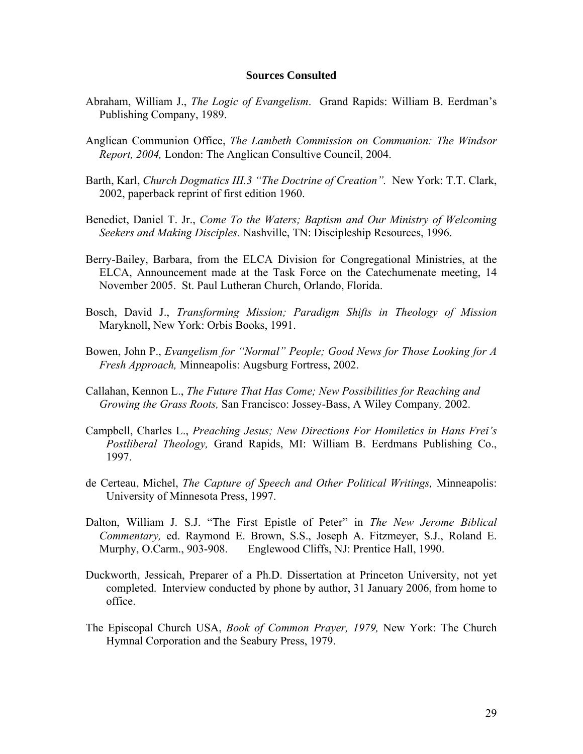**Sources Consulted**

Abraham, William J., *The Logic of Evangelism*. Grand Rapids: William B. Eerdman's Publishing Company, 1989.

Anglican Communion Office, *The Lambeth Commission on Communion: The Windsor Report, 2004,* London: The Anglican Consultive Council, 2004.

Barth, Karl, *Church Dogmatics III.3 "The Doctrine of Creation".* New York: T.T. Clark, 2002, paperback reprint of first edition 1960.

Benedict, Daniel T. Jr., *Come To the Waters; Baptism and Our Ministry of Welcoming Seekers and Making Disciples.* Nashville, TN: Discipleship Resources, 1996.

Berry-Bailey, Barbara, from the ELCA Division for Congregational Ministries, at the ELCA, Announcement made at the Task Force on the Catechumenate meeting, 14 November 2005. St. Paul Lutheran Church, Orlando, Florida.

Bosch, David J., *Transforming Mission; Paradigm Shifts in Theology of Mission* Maryknoll, New York: Orbis Books, 1991.

Bowen, John P., *Evangelism for "Normal" People; Good News for Those Looking for A Fresh Approach,* Minneapolis: Augsburg Fortress, 2002.

Callahan, Kennon L., *The Future That Has Come; New Possibilities for Reaching and Growing the Grass Roots,* San Francisco: Jossey-Bass, A Wiley Company*,* 2002.

Campbell, Charles L., *Preaching Jesus; New Directions For Homiletics in Hans Frei's Postliberal Theology,* Grand Rapids, MI: William B. Eerdmans Publishing Co., 1997.

de Certeau, Michel, *The Capture of Speech and Other Political Writings,* Minneapolis: University of Minnesota Press, 1997.

Dalton, William J. S.J. "The First Epistle of Peter" in *The New Jerome Biblical Commentary,* ed. Raymond E. Brown, S.S., Joseph A. Fitzmeyer, S.J., Roland E. Murphy, O.Carm., 903-908. Englewood Cliffs, NJ: Prentice Hall, 1990.

Duckworth, Jessicah, Preparer of a Ph.D. Dissertation at Princeton University, not yet completed. Interview conducted by phone by author, 31 January 2006, from home to office.

The Episcopal Church USA, *Book of Common Prayer, 1979,* New York: The Church Hymnal Corporation and the Seabury Press, 1979.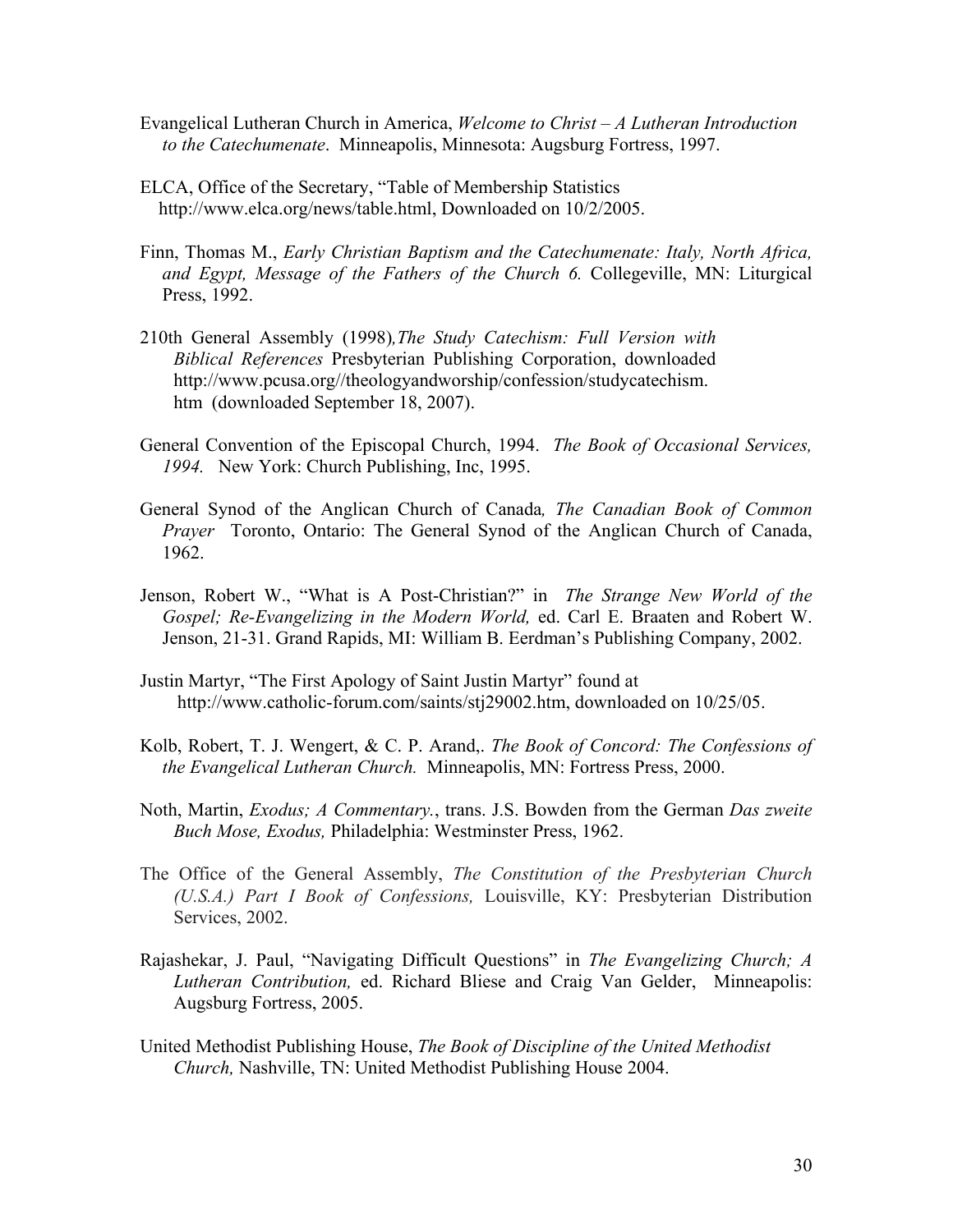Evangelical Lutheran Church in America, *Welcome to Christ – A Lutheran Introduction to the Catechumenate*. Minneapolis, Minnesota: Augsburg Fortress, 1997.

ELCA, Office of the Secretary, "Table of Membership Statistics http://www.elca.org/news/table.html, Downloaded on 10/2/2005.

Finn, Thomas M., *Early Christian Baptism and the Catechumenate: Italy, North Africa, and Egypt, Message of the Fathers of the Church 6.* Collegeville, MN: Liturgical Press, 1992.

210th General Assembly (1998)*,The Study Catechism: Full Version with Biblical References* Presbyterian Publishing Corporation, downloaded http://www.pcusa.org//theologyandworship/confession/studycatechism.htm (downloaded September 18, 2007).

General Convention of the Episcopal Church, 1994. *The Book of Occasional Services, 1994.* New York: Church Publishing, Inc, 1995.

General Synod of the Anglican Church of Canada*, The Canadian Book of Common Prayer* Toronto, Ontario: The General Synod of the Anglican Church of Canada, 1962.

Jenson, Robert W., "What is A Post-Christian?" in *The Strange New World of the Gospel; Re-Evangelizing in the Modern World,* ed. Carl E. Braaten and Robert W. Jenson, 21-31. Grand Rapids, MI: William B. Eerdman's Publishing Company, 2002.

Justin Martyr, "The First Apology of Saint Justin Martyr" found at http://www.catholic-forum.com/saints/stj29002.htm, downloaded on 10/25/05.

Kolb, Robert, T. J. Wengert, & C. P. Arand,. *The Book of Concord: The Confessions of the Evangelical Lutheran Church.* Minneapolis, MN: Fortress Press, 2000.

Noth, Martin, *Exodus; A Commentary.*, trans. J.S. Bowden from the German *Das zweite Buch Mose, Exodus,* Philadelphia: Westminster Press, 1962.

The Office of the General Assembly, *The Constitution of the Presbyterian Church (U.S.A.) Part I Book of Confessions,* Louisville, KY: Presbyterian Distribution Services, 2002.

Rajashekar, J. Paul, "Navigating Difficult Questions" in *The Evangelizing Church; A Lutheran Contribution,* ed. Richard Bliese and Craig Van Gelder, Minneapolis: Augsburg Fortress, 2005.

United Methodist Publishing House, *The Book of Discipline of the United Methodist Church,* Nashville, TN: United Methodist Publishing House 2004.